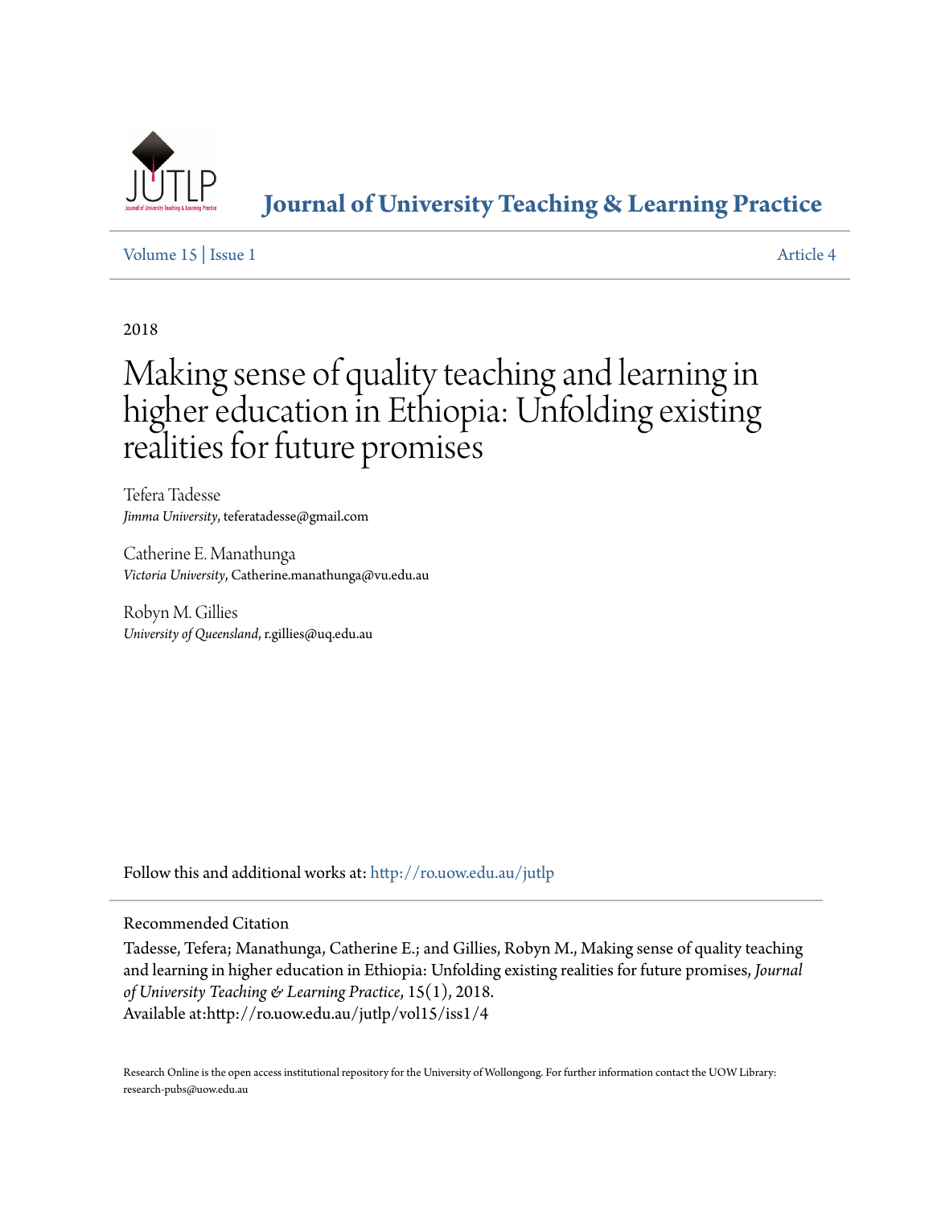# Journal of University Teaching & Learning Practice

Volume 15 | Issue 1 Article 4

2018

# Making sense of quality teaching and learning in higher education in Ethiopia: Unfolding existing realities for future promises

Tefera Tadesse
*Jimma University*, teferatadesse@gmail.com

Catherine E. Manathunga
*Victoria University*, Catherine.manathunga@vu.edu.au

Robyn M. Gillies
*University of Queensland*, r.gillies@uq.edu.au

Follow this and additional works at: http://ro.uow.edu.au/jutlp

## Recommended Citation

Tadesse, Tefera; Manathunga, Catherine E.; and Gillies, Robyn M., Making sense of quality teaching and learning in higher education in Ethiopia: Unfolding existing realities for future promises, *Journal of University Teaching & Learning Practice*, 15(1), 2018.
Available at:http://ro.uow.edu.au/jutlp/vol15/iss1/4

Research Online is the open access institutional repository for the University of Wollongong. For further information contact the UOW Library: research-pubs@uow.edu.au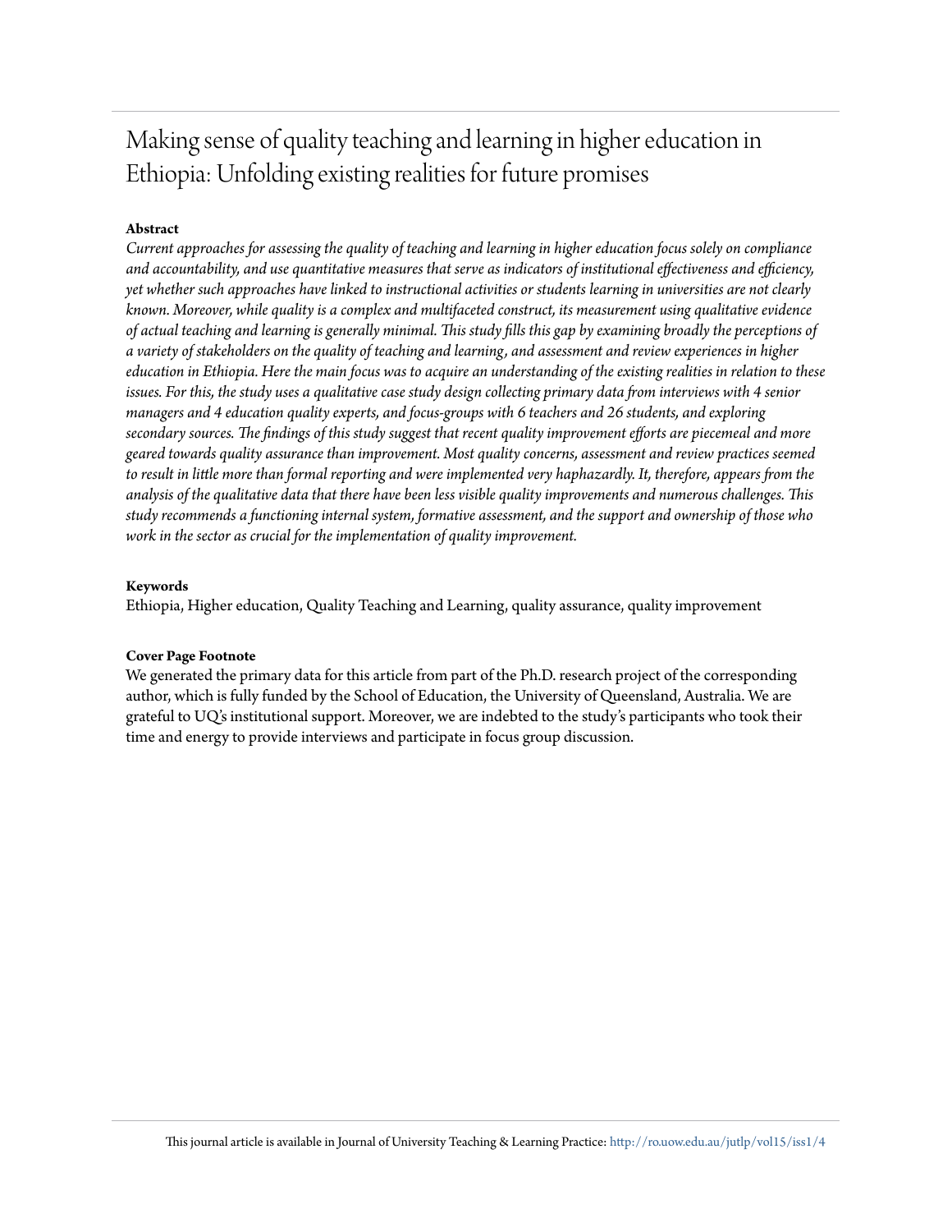# Making sense of quality teaching and learning in higher education in Ethiopia: Unfolding existing realities for future promises

**Abstract**

*Current approaches for assessing the quality of teaching and learning in higher education focus solely on compliance and accountability, and use quantitative measures that serve as indicators of institutional effectiveness and efficiency, yet whether such approaches have linked to instructional activities or students learning in universities are not clearly known. Moreover, while quality is a complex and multifaceted construct, its measurement using qualitative evidence of actual teaching and learning is generally minimal. This study fills this gap by examining broadly the perceptions of a variety of stakeholders on the quality of teaching and learning, and assessment and review experiences in higher education in Ethiopia. Here the main focus was to acquire an understanding of the existing realities in relation to these issues. For this, the study uses a qualitative case study design collecting primary data from interviews with 4 senior managers and 4 education quality experts, and focus-groups with 6 teachers and 26 students, and exploring secondary sources. The findings of this study suggest that recent quality improvement efforts are piecemeal and more geared towards quality assurance than improvement. Most quality concerns, assessment and review practices seemed to result in little more than formal reporting and were implemented very haphazardly. It, therefore, appears from the analysis of the qualitative data that there have been less visible quality improvements and numerous challenges. This study recommends a functioning internal system, formative assessment, and the support and ownership of those who work in the sector as crucial for the implementation of quality improvement.*

**Keywords**

Ethiopia, Higher education, Quality Teaching and Learning, quality assurance, quality improvement

**Cover Page Footnote**

We generated the primary data for this article from part of the Ph.D. research project of the corresponding author, which is fully funded by the School of Education, the University of Queensland, Australia. We are grateful to UQ's institutional support. Moreover, we are indebted to the study's participants who took their time and energy to provide interviews and participate in focus group discussion.

This journal article is available in Journal of University Teaching & Learning Practice: http://ro.uow.edu.au/jutlp/vol15/iss1/4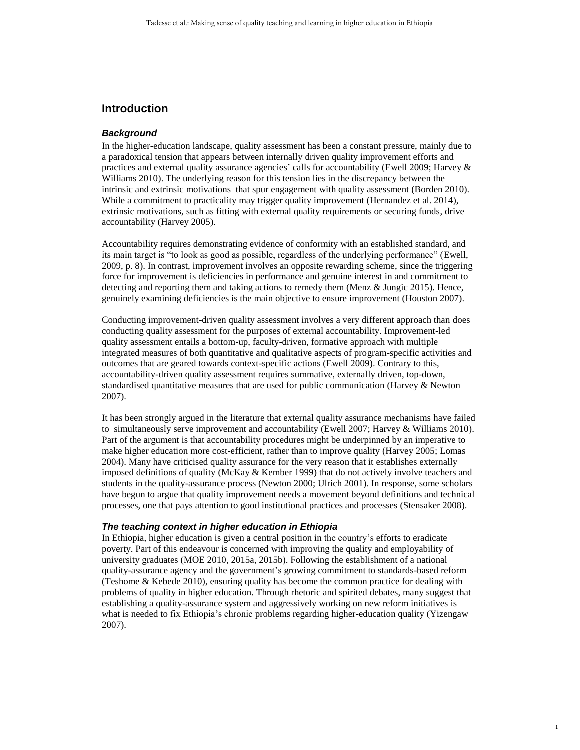## Introduction

### *Background*

In the higher-education landscape, quality assessment has been a constant pressure, mainly due to a paradoxical tension that appears between internally driven quality improvement efforts and practices and external quality assurance agencies' calls for accountability (Ewell 2009; Harvey & Williams 2010). The underlying reason for this tension lies in the discrepancy between the intrinsic and extrinsic motivations that spur engagement with quality assessment (Borden 2010). While a commitment to practicality may trigger quality improvement (Hernandez et al. 2014), extrinsic motivations, such as fitting with external quality requirements or securing funds, drive accountability (Harvey 2005).

Accountability requires demonstrating evidence of conformity with an established standard, and its main target is "to look as good as possible, regardless of the underlying performance" (Ewell, 2009, p. 8). In contrast, improvement involves an opposite rewarding scheme, since the triggering force for improvement is deficiencies in performance and genuine interest in and commitment to detecting and reporting them and taking actions to remedy them (Menz & Jungic 2015). Hence, genuinely examining deficiencies is the main objective to ensure improvement (Houston 2007).

Conducting improvement-driven quality assessment involves a very different approach than does conducting quality assessment for the purposes of external accountability. Improvement-led quality assessment entails a bottom-up, faculty-driven, formative approach with multiple integrated measures of both quantitative and qualitative aspects of program-specific activities and outcomes that are geared towards context-specific actions (Ewell 2009). Contrary to this, accountability-driven quality assessment requires summative, externally driven, top-down, standardised quantitative measures that are used for public communication (Harvey & Newton 2007).

It has been strongly argued in the literature that external quality assurance mechanisms have failed to simultaneously serve improvement and accountability (Ewell 2007; Harvey & Williams 2010). Part of the argument is that accountability procedures might be underpinned by an imperative to make higher education more cost-efficient, rather than to improve quality (Harvey 2005; Lomas 2004). Many have criticised quality assurance for the very reason that it establishes externally imposed definitions of quality (McKay & Kember 1999) that do not actively involve teachers and students in the quality-assurance process (Newton 2000; Ulrich 2001). In response, some scholars have begun to argue that quality improvement needs a movement beyond definitions and technical processes, one that pays attention to good institutional practices and processes (Stensaker 2008).

### *The teaching context in higher education in Ethiopia*

In Ethiopia, higher education is given a central position in the country's efforts to eradicate poverty. Part of this endeavour is concerned with improving the quality and employability of university graduates (MOE 2010, 2015a, 2015b). Following the establishment of a national quality-assurance agency and the government's growing commitment to standards-based reform (Teshome & Kebede 2010), ensuring quality has become the common practice for dealing with problems of quality in higher education. Through rhetoric and spirited debates, many suggest that establishing a quality-assurance system and aggressively working on new reform initiatives is what is needed to fix Ethiopia's chronic problems regarding higher-education quality (Yizengaw 2007).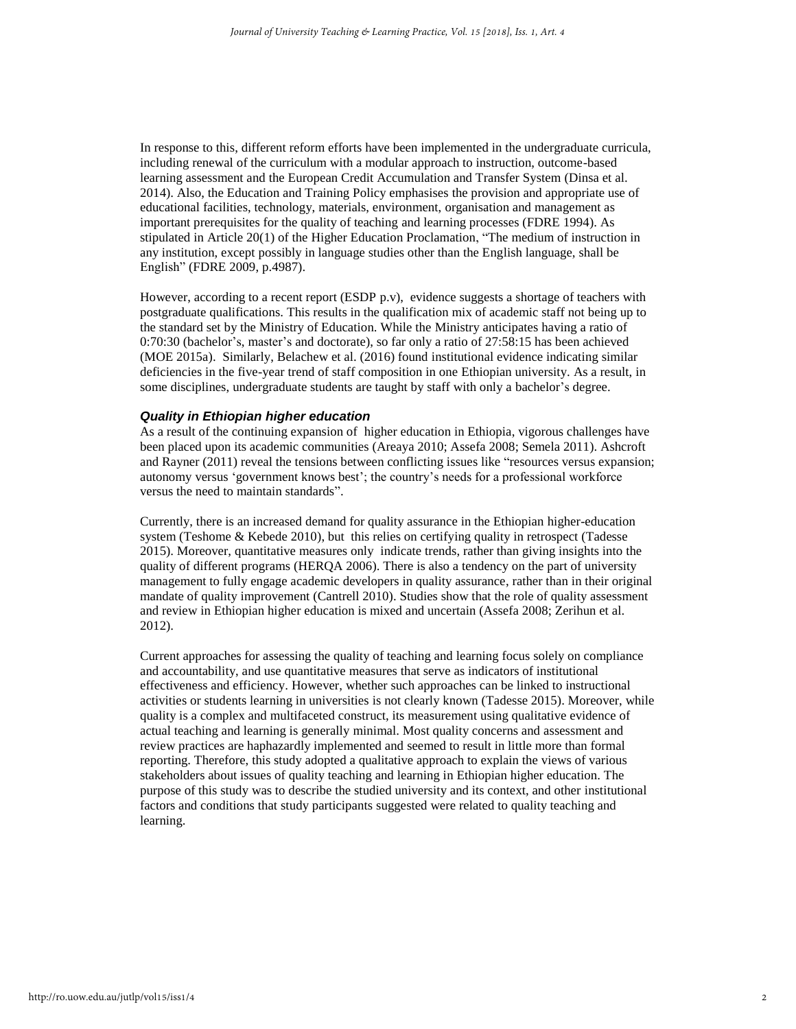In response to this, different reform efforts have been implemented in the undergraduate curricula, including renewal of the curriculum with a modular approach to instruction, outcome-based learning assessment and the European Credit Accumulation and Transfer System (Dinsa et al. 2014). Also, the Education and Training Policy emphasises the provision and appropriate use of educational facilities, technology, materials, environment, organisation and management as important prerequisites for the quality of teaching and learning processes (FDRE 1994). As stipulated in Article 20(1) of the Higher Education Proclamation, "The medium of instruction in any institution, except possibly in language studies other than the English language, shall be English" (FDRE 2009, p.4987).

However, according to a recent report (ESDP p.v), evidence suggests a shortage of teachers with postgraduate qualifications. This results in the qualification mix of academic staff not being up to the standard set by the Ministry of Education. While the Ministry anticipates having a ratio of 0:70:30 (bachelor's, master's and doctorate), so far only a ratio of 27:58:15 has been achieved (MOE 2015a). Similarly, Belachew et al. (2016) found institutional evidence indicating similar deficiencies in the five-year trend of staff composition in one Ethiopian university. As a result, in some disciplines, undergraduate students are taught by staff with only a bachelor's degree.

### *Quality in Ethiopian higher education*

As a result of the continuing expansion of higher education in Ethiopia, vigorous challenges have been placed upon its academic communities (Areaya 2010; Assefa 2008; Semela 2011). Ashcroft and Rayner (2011) reveal the tensions between conflicting issues like "resources versus expansion; autonomy versus 'government knows best'; the country's needs for a professional workforce versus the need to maintain standards".

Currently, there is an increased demand for quality assurance in the Ethiopian higher-education system (Teshome & Kebede 2010), but this relies on certifying quality in retrospect (Tadesse 2015). Moreover, quantitative measures only indicate trends, rather than giving insights into the quality of different programs (HERQA 2006). There is also a tendency on the part of university management to fully engage academic developers in quality assurance, rather than in their original mandate of quality improvement (Cantrell 2010). Studies show that the role of quality assessment and review in Ethiopian higher education is mixed and uncertain (Assefa 2008; Zerihun et al. 2012).

Current approaches for assessing the quality of teaching and learning focus solely on compliance and accountability, and use quantitative measures that serve as indicators of institutional effectiveness and efficiency. However, whether such approaches can be linked to instructional activities or students learning in universities is not clearly known (Tadesse 2015). Moreover, while quality is a complex and multifaceted construct, its measurement using qualitative evidence of actual teaching and learning is generally minimal. Most quality concerns and assessment and review practices are haphazardly implemented and seemed to result in little more than formal reporting. Therefore, this study adopted a qualitative approach to explain the views of various stakeholders about issues of quality teaching and learning in Ethiopian higher education. The purpose of this study was to describe the studied university and its context, and other institutional factors and conditions that study participants suggested were related to quality teaching and learning.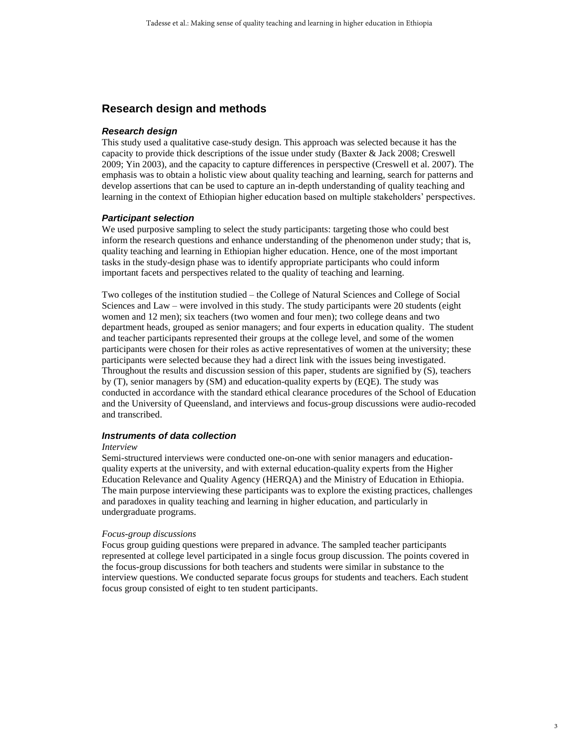## Research design and methods

### *Research design*

This study used a qualitative case-study design. This approach was selected because it has the capacity to provide thick descriptions of the issue under study (Baxter & Jack 2008; Creswell 2009; Yin 2003), and the capacity to capture differences in perspective (Creswell et al. 2007). The emphasis was to obtain a holistic view about quality teaching and learning, search for patterns and develop assertions that can be used to capture an in-depth understanding of quality teaching and learning in the context of Ethiopian higher education based on multiple stakeholders' perspectives.

### *Participant selection*

We used purposive sampling to select the study participants: targeting those who could best inform the research questions and enhance understanding of the phenomenon under study; that is, quality teaching and learning in Ethiopian higher education. Hence, one of the most important tasks in the study-design phase was to identify appropriate participants who could inform important facets and perspectives related to the quality of teaching and learning.

Two colleges of the institution studied – the College of Natural Sciences and College of Social Sciences and Law – were involved in this study. The study participants were 20 students (eight women and 12 men); six teachers (two women and four men); two college deans and two department heads, grouped as senior managers; and four experts in education quality. The student and teacher participants represented their groups at the college level, and some of the women participants were chosen for their roles as active representatives of women at the university; these participants were selected because they had a direct link with the issues being investigated. Throughout the results and discussion session of this paper, students are signified by (S), teachers by (T), senior managers by (SM) and education-quality experts by (EQE). The study was conducted in accordance with the standard ethical clearance procedures of the School of Education and the University of Queensland, and interviews and focus-group discussions were audio-recoded and transcribed.

### *Instruments of data collection*

*Interview*

Semi-structured interviews were conducted one-on-one with senior managers and education-quality experts at the university, and with external education-quality experts from the Higher Education Relevance and Quality Agency (HERQA) and the Ministry of Education in Ethiopia. The main purpose interviewing these participants was to explore the existing practices, challenges and paradoxes in quality teaching and learning in higher education, and particularly in undergraduate programs.

*Focus-group discussions*

Focus group guiding questions were prepared in advance. The sampled teacher participants represented at college level participated in a single focus group discussion. The points covered in the focus-group discussions for both teachers and students were similar in substance to the interview questions. We conducted separate focus groups for students and teachers. Each student focus group consisted of eight to ten student participants.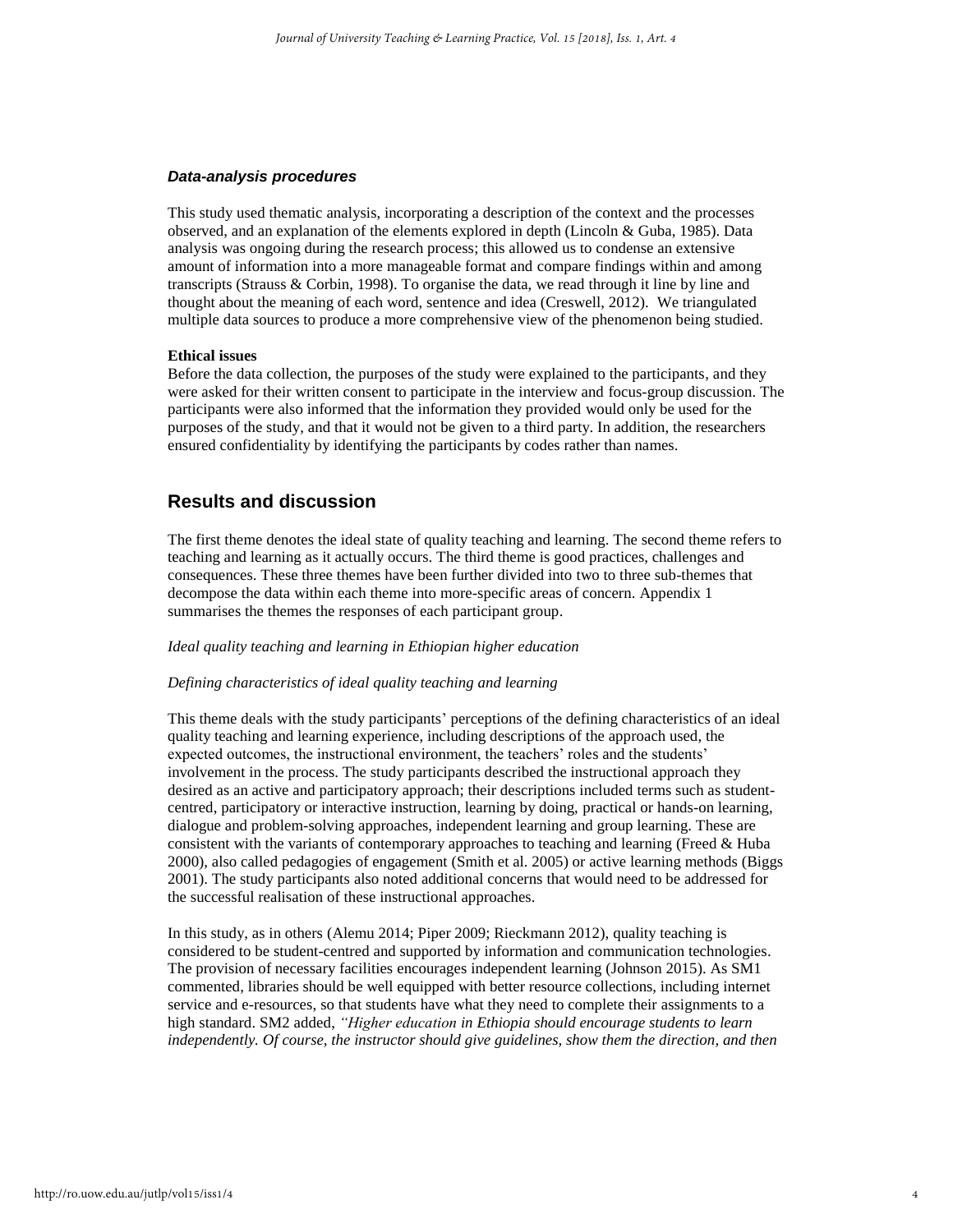### *Data-analysis procedures*

This study used thematic analysis, incorporating a description of the context and the processes observed, and an explanation of the elements explored in depth (Lincoln & Guba, 1985). Data analysis was ongoing during the research process; this allowed us to condense an extensive amount of information into a more manageable format and compare findings within and among transcripts (Strauss & Corbin, 1998). To organise the data, we read through it line by line and thought about the meaning of each word, sentence and idea (Creswell, 2012). We triangulated multiple data sources to produce a more comprehensive view of the phenomenon being studied.

**Ethical issues**

Before the data collection, the purposes of the study were explained to the participants, and they were asked for their written consent to participate in the interview and focus-group discussion. The participants were also informed that the information they provided would only be used for the purposes of the study, and that it would not be given to a third party. In addition, the researchers ensured confidentiality by identifying the participants by codes rather than names.

## Results and discussion

The first theme denotes the ideal state of quality teaching and learning. The second theme refers to teaching and learning as it actually occurs. The third theme is good practices, challenges and consequences. These three themes have been further divided into two to three sub-themes that decompose the data within each theme into more-specific areas of concern. Appendix 1 summarises the themes the responses of each participant group.

*Ideal quality teaching and learning in Ethiopian higher education*

*Defining characteristics of ideal quality teaching and learning*

This theme deals with the study participants' perceptions of the defining characteristics of an ideal quality teaching and learning experience, including descriptions of the approach used, the expected outcomes, the instructional environment, the teachers' roles and the students' involvement in the process. The study participants described the instructional approach they desired as an active and participatory approach; their descriptions included terms such as student-centred, participatory or interactive instruction, learning by doing, practical or hands-on learning, dialogue and problem-solving approaches, independent learning and group learning. These are consistent with the variants of contemporary approaches to teaching and learning (Freed & Huba 2000), also called pedagogies of engagement (Smith et al. 2005) or active learning methods (Biggs 2001). The study participants also noted additional concerns that would need to be addressed for the successful realisation of these instructional approaches.

In this study, as in others (Alemu 2014; Piper 2009; Rieckmann 2012), quality teaching is considered to be student-centred and supported by information and communication technologies. The provision of necessary facilities encourages independent learning (Johnson 2015). As SM1 commented, libraries should be well equipped with better resource collections, including internet service and e-resources, so that students have what they need to complete their assignments to a high standard. SM2 added, *"Higher education in Ethiopia should encourage students to learn independently. Of course, the instructor should give guidelines, show them the direction, and then*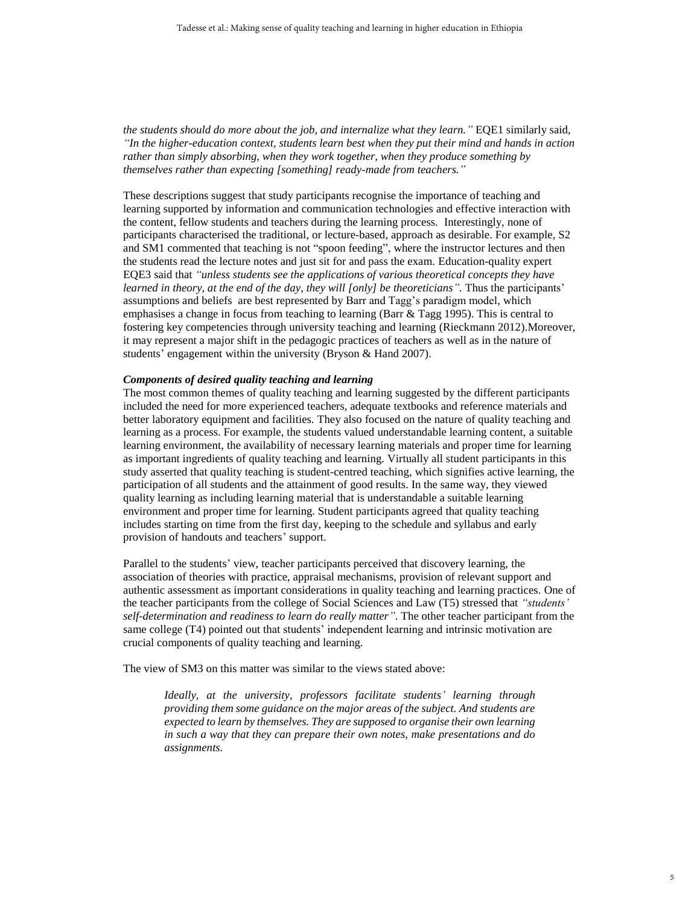*the students should do more about the job, and internalize what they learn."* EQE1 similarly said, *"In the higher-education context, students learn best when they put their mind and hands in action rather than simply absorbing, when they work together, when they produce something by themselves rather than expecting [something] ready-made from teachers."*

These descriptions suggest that study participants recognise the importance of teaching and learning supported by information and communication technologies and effective interaction with the content, fellow students and teachers during the learning process. Interestingly, none of participants characterised the traditional, or lecture-based, approach as desirable. For example, S2 and SM1 commented that teaching is not "spoon feeding", where the instructor lectures and then the students read the lecture notes and just sit for and pass the exam. Education-quality expert EQE3 said that *"unless students see the applications of various theoretical concepts they have learned in theory, at the end of the day, they will [only] be theoreticians".* Thus the participants' assumptions and beliefs are best represented by Barr and Tagg's paradigm model, which emphasises a change in focus from teaching to learning (Barr & Tagg 1995). This is central to fostering key competencies through university teaching and learning (Rieckmann 2012).Moreover, it may represent a major shift in the pedagogic practices of teachers as well as in the nature of students' engagement within the university (Bryson & Hand 2007).

### *Components of desired quality teaching and learning*

The most common themes of quality teaching and learning suggested by the different participants included the need for more experienced teachers, adequate textbooks and reference materials and better laboratory equipment and facilities. They also focused on the nature of quality teaching and learning as a process. For example, the students valued understandable learning content, a suitable learning environment, the availability of necessary learning materials and proper time for learning as important ingredients of quality teaching and learning. Virtually all student participants in this study asserted that quality teaching is student-centred teaching, which signifies active learning, the participation of all students and the attainment of good results. In the same way, they viewed quality learning as including learning material that is understandable a suitable learning environment and proper time for learning. Student participants agreed that quality teaching includes starting on time from the first day, keeping to the schedule and syllabus and early provision of handouts and teachers' support.

Parallel to the students' view, teacher participants perceived that discovery learning, the association of theories with practice, appraisal mechanisms, provision of relevant support and authentic assessment as important considerations in quality teaching and learning practices. One of the teacher participants from the college of Social Sciences and Law (T5) stressed that *"students' self-determination and readiness to learn do really matter"*. The other teacher participant from the same college (T4) pointed out that students' independent learning and intrinsic motivation are crucial components of quality teaching and learning.

The view of SM3 on this matter was similar to the views stated above:

> *Ideally, at the university, professors facilitate students' learning through providing them some guidance on the major areas of the subject. And students are expected to learn by themselves. They are supposed to organise their own learning in such a way that they can prepare their own notes, make presentations and do assignments.*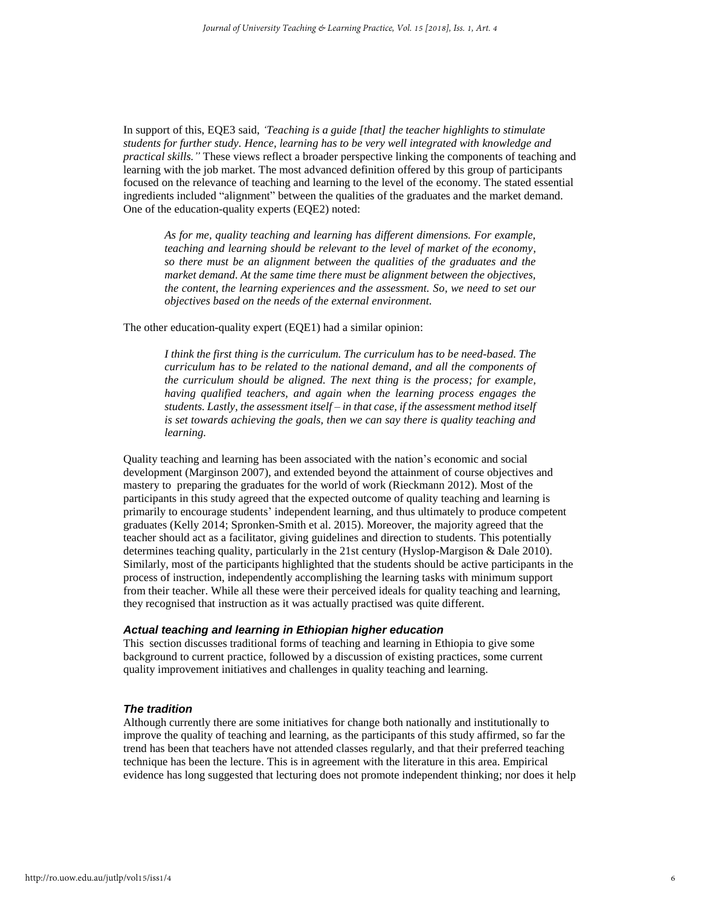In support of this, EQE3 said, *'Teaching is a guide [that] the teacher highlights to stimulate students for further study. Hence, learning has to be very well integrated with knowledge and practical skills."* These views reflect a broader perspective linking the components of teaching and learning with the job market. The most advanced definition offered by this group of participants focused on the relevance of teaching and learning to the level of the economy. The stated essential ingredients included "alignment" between the qualities of the graduates and the market demand. One of the education-quality experts (EQE2) noted:

> *As for me, quality teaching and learning has different dimensions. For example, teaching and learning should be relevant to the level of market of the economy, so there must be an alignment between the qualities of the graduates and the market demand. At the same time there must be alignment between the objectives, the content, the learning experiences and the assessment. So, we need to set our objectives based on the needs of the external environment.*

The other education-quality expert (EQE1) had a similar opinion:

> *I think the first thing is the curriculum. The curriculum has to be need-based. The curriculum has to be related to the national demand, and all the components of the curriculum should be aligned. The next thing is the process; for example, having qualified teachers, and again when the learning process engages the students. Lastly, the assessment itself – in that case, if the assessment method itself is set towards achieving the goals, then we can say there is quality teaching and learning.*

Quality teaching and learning has been associated with the nation's economic and social development (Marginson 2007), and extended beyond the attainment of course objectives and mastery to preparing the graduates for the world of work (Rieckmann 2012). Most of the participants in this study agreed that the expected outcome of quality teaching and learning is primarily to encourage students' independent learning, and thus ultimately to produce competent graduates (Kelly 2014; Spronken-Smith et al. 2015). Moreover, the majority agreed that the teacher should act as a facilitator, giving guidelines and direction to students. This potentially determines teaching quality, particularly in the 21st century (Hyslop-Margison & Dale 2010). Similarly, most of the participants highlighted that the students should be active participants in the process of instruction, independently accomplishing the learning tasks with minimum support from their teacher. While all these were their perceived ideals for quality teaching and learning, they recognised that instruction as it was actually practised was quite different.

### *Actual teaching and learning in Ethiopian higher education*

This section discusses traditional forms of teaching and learning in Ethiopia to give some background to current practice, followed by a discussion of existing practices, some current quality improvement initiatives and challenges in quality teaching and learning.

### *The tradition*

Although currently there are some initiatives for change both nationally and institutionally to improve the quality of teaching and learning, as the participants of this study affirmed, so far the trend has been that teachers have not attended classes regularly, and that their preferred teaching technique has been the lecture. This is in agreement with the literature in this area. Empirical evidence has long suggested that lecturing does not promote independent thinking; nor does it help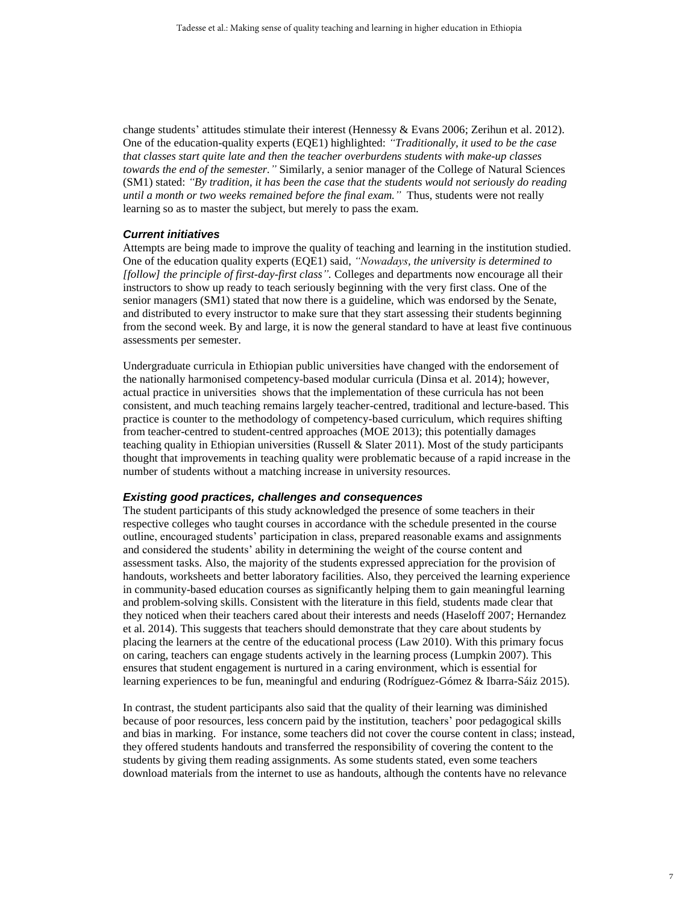change students' attitudes stimulate their interest (Hennessy & Evans 2006; Zerihun et al. 2012). One of the education-quality experts (EQE1) highlighted: *"Traditionally, it used to be the case that classes start quite late and then the teacher overburdens students with make-up classes towards the end of the semester."* Similarly, a senior manager of the College of Natural Sciences (SM1) stated: *"By tradition, it has been the case that the students would not seriously do reading until a month or two weeks remained before the final exam."* Thus, students were not really learning so as to master the subject, but merely to pass the exam.

### *Current initiatives*

Attempts are being made to improve the quality of teaching and learning in the institution studied. One of the education quality experts (EQE1) said, *"Nowadays, the university is determined to [follow] the principle of first-day-first class".* Colleges and departments now encourage all their instructors to show up ready to teach seriously beginning with the very first class. One of the senior managers (SM1) stated that now there is a guideline, which was endorsed by the Senate, and distributed to every instructor to make sure that they start assessing their students beginning from the second week. By and large, it is now the general standard to have at least five continuous assessments per semester.

Undergraduate curricula in Ethiopian public universities have changed with the endorsement of the nationally harmonised competency-based modular curricula (Dinsa et al. 2014); however, actual practice in universities shows that the implementation of these curricula has not been consistent, and much teaching remains largely teacher-centred, traditional and lecture-based. This practice is counter to the methodology of competency-based curriculum, which requires shifting from teacher-centred to student-centred approaches (MOE 2013); this potentially damages teaching quality in Ethiopian universities (Russell & Slater 2011). Most of the study participants thought that improvements in teaching quality were problematic because of a rapid increase in the number of students without a matching increase in university resources.

### *Existing good practices, challenges and consequences*

The student participants of this study acknowledged the presence of some teachers in their respective colleges who taught courses in accordance with the schedule presented in the course outline, encouraged students' participation in class, prepared reasonable exams and assignments and considered the students' ability in determining the weight of the course content and assessment tasks. Also, the majority of the students expressed appreciation for the provision of handouts, worksheets and better laboratory facilities. Also, they perceived the learning experience in community-based education courses as significantly helping them to gain meaningful learning and problem-solving skills. Consistent with the literature in this field, students made clear that they noticed when their teachers cared about their interests and needs (Haseloff 2007; Hernandez et al. 2014). This suggests that teachers should demonstrate that they care about students by placing the learners at the centre of the educational process (Law 2010). With this primary focus on caring, teachers can engage students actively in the learning process (Lumpkin 2007). This ensures that student engagement is nurtured in a caring environment, which is essential for learning experiences to be fun, meaningful and enduring (Rodríguez-Gómez & Ibarra-Sáiz 2015).

In contrast, the student participants also said that the quality of their learning was diminished because of poor resources, less concern paid by the institution, teachers' poor pedagogical skills and bias in marking. For instance, some teachers did not cover the course content in class; instead, they offered students handouts and transferred the responsibility of covering the content to the students by giving them reading assignments. As some students stated, even some teachers download materials from the internet to use as handouts, although the contents have no relevance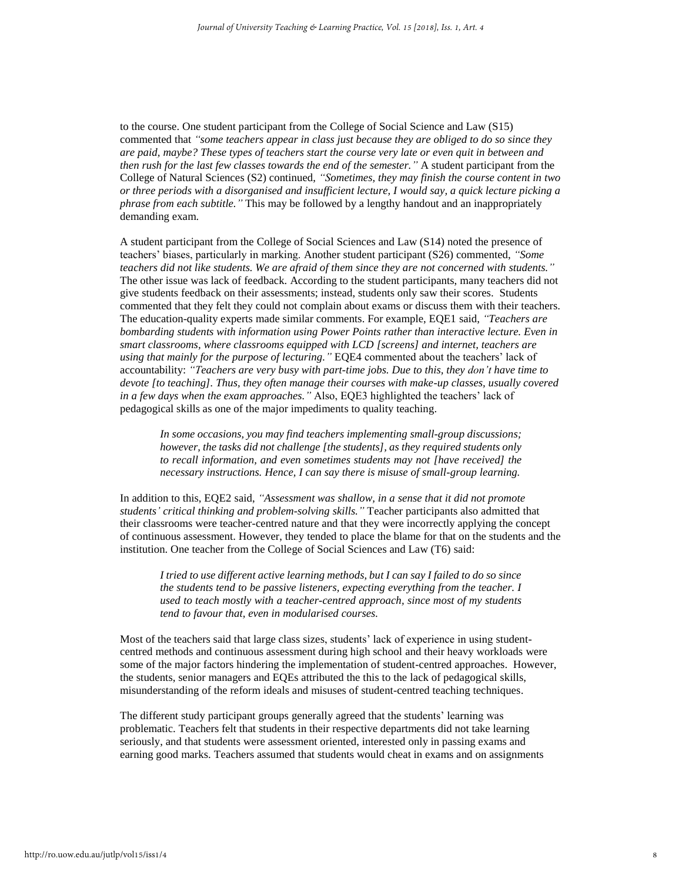to the course. One student participant from the College of Social Science and Law (S15) commented that *"some teachers appear in class just because they are obliged to do so since they are paid, maybe? These types of teachers start the course very late or even quit in between and then rush for the last few classes towards the end of the semester."* A student participant from the College of Natural Sciences (S2) continued, *"Sometimes, they may finish the course content in two or three periods with a disorganised and insufficient lecture, I would say, a quick lecture picking a phrase from each subtitle."* This may be followed by a lengthy handout and an inappropriately demanding exam.

A student participant from the College of Social Sciences and Law (S14) noted the presence of teachers' biases, particularly in marking. Another student participant (S26) commented, *"Some teachers did not like students. We are afraid of them since they are not concerned with students."* The other issue was lack of feedback. According to the student participants, many teachers did not give students feedback on their assessments; instead, students only saw their scores. Students commented that they felt they could not complain about exams or discuss them with their teachers. The education-quality experts made similar comments. For example, EQE1 said, *"Teachers are bombarding students with information using Power Points rather than interactive lecture. Even in smart classrooms, where classrooms equipped with LCD [screens] and internet, teachers are using that mainly for the purpose of lecturing."* EQE4 commented about the teachers' lack of accountability: *"Teachers are very busy with part-time jobs. Due to this, they don't have time to devote [to teaching]. Thus, they often manage their courses with make-up classes, usually covered in a few days when the exam approaches."* Also, EQE3 highlighted the teachers' lack of pedagogical skills as one of the major impediments to quality teaching.

> *In some occasions, you may find teachers implementing small-group discussions; however, the tasks did not challenge [the students], as they required students only to recall information, and even sometimes students may not [have received] the necessary instructions. Hence, I can say there is misuse of small-group learning.*

In addition to this, EQE2 said, *"Assessment was shallow, in a sense that it did not promote students' critical thinking and problem-solving skills."* Teacher participants also admitted that their classrooms were teacher-centred nature and that they were incorrectly applying the concept of continuous assessment. However, they tended to place the blame for that on the students and the institution. One teacher from the College of Social Sciences and Law (T6) said:

> *I tried to use different active learning methods, but I can say I failed to do so since the students tend to be passive listeners, expecting everything from the teacher. I used to teach mostly with a teacher-centred approach, since most of my students tend to favour that, even in modularised courses.*

Most of the teachers said that large class sizes, students' lack of experience in using student-centred methods and continuous assessment during high school and their heavy workloads were some of the major factors hindering the implementation of student-centred approaches. However, the students, senior managers and EQEs attributed the this to the lack of pedagogical skills, misunderstanding of the reform ideals and misuses of student-centred teaching techniques.

The different study participant groups generally agreed that the students' learning was problematic. Teachers felt that students in their respective departments did not take learning seriously, and that students were assessment oriented, interested only in passing exams and earning good marks. Teachers assumed that students would cheat in exams and on assignments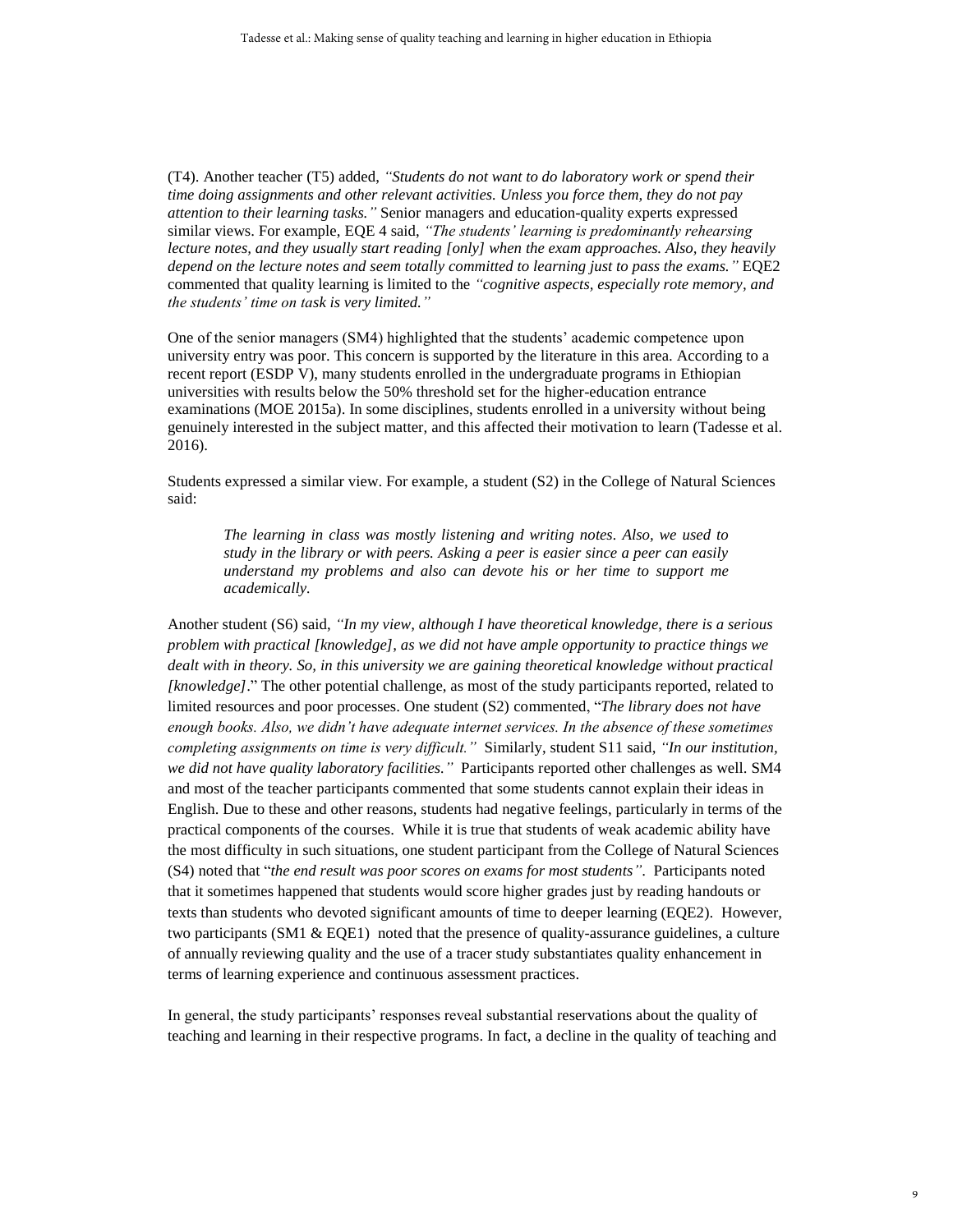(T4). Another teacher (T5) added, *"Students do not want to do laboratory work or spend their time doing assignments and other relevant activities. Unless you force them, they do not pay attention to their learning tasks."* Senior managers and education-quality experts expressed similar views. For example, EQE 4 said, *"The students' learning is predominantly rehearsing lecture notes, and they usually start reading [only] when the exam approaches. Also, they heavily depend on the lecture notes and seem totally committed to learning just to pass the exams."* EQE2 commented that quality learning is limited to the *"cognitive aspects, especially rote memory, and the students' time on task is very limited."*

One of the senior managers (SM4) highlighted that the students' academic competence upon university entry was poor. This concern is supported by the literature in this area. According to a recent report (ESDP V), many students enrolled in the undergraduate programs in Ethiopian universities with results below the 50% threshold set for the higher-education entrance examinations (MOE 2015a). In some disciplines, students enrolled in a university without being genuinely interested in the subject matter, and this affected their motivation to learn (Tadesse et al. 2016).

Students expressed a similar view. For example, a student (S2) in the College of Natural Sciences said:

> *The learning in class was mostly listening and writing notes. Also, we used to study in the library or with peers. Asking a peer is easier since a peer can easily understand my problems and also can devote his or her time to support me academically.*

Another student (S6) said, *"In my view, although I have theoretical knowledge, there is a serious problem with practical [knowledge], as we did not have ample opportunity to practice things we dealt with in theory. So, in this university we are gaining theoretical knowledge without practical [knowledge]*." The other potential challenge, as most of the study participants reported, related to limited resources and poor processes. One student (S2) commented, "*The library does not have enough books. Also, we didn't have adequate internet services. In the absence of these sometimes completing assignments on time is very difficult."* Similarly, student S11 said, *"In our institution, we did not have quality laboratory facilities."* Participants reported other challenges as well. SM4 and most of the teacher participants commented that some students cannot explain their ideas in English. Due to these and other reasons, students had negative feelings, particularly in terms of the practical components of the courses. While it is true that students of weak academic ability have the most difficulty in such situations, one student participant from the College of Natural Sciences (S4) noted that "*the end result was poor scores on exams for most students"*. Participants noted that it sometimes happened that students would score higher grades just by reading handouts or texts than students who devoted significant amounts of time to deeper learning (EQE2). However, two participants (SM1 & EQE1) noted that the presence of quality-assurance guidelines, a culture of annually reviewing quality and the use of a tracer study substantiates quality enhancement in terms of learning experience and continuous assessment practices.

In general, the study participants' responses reveal substantial reservations about the quality of teaching and learning in their respective programs. In fact, a decline in the quality of teaching and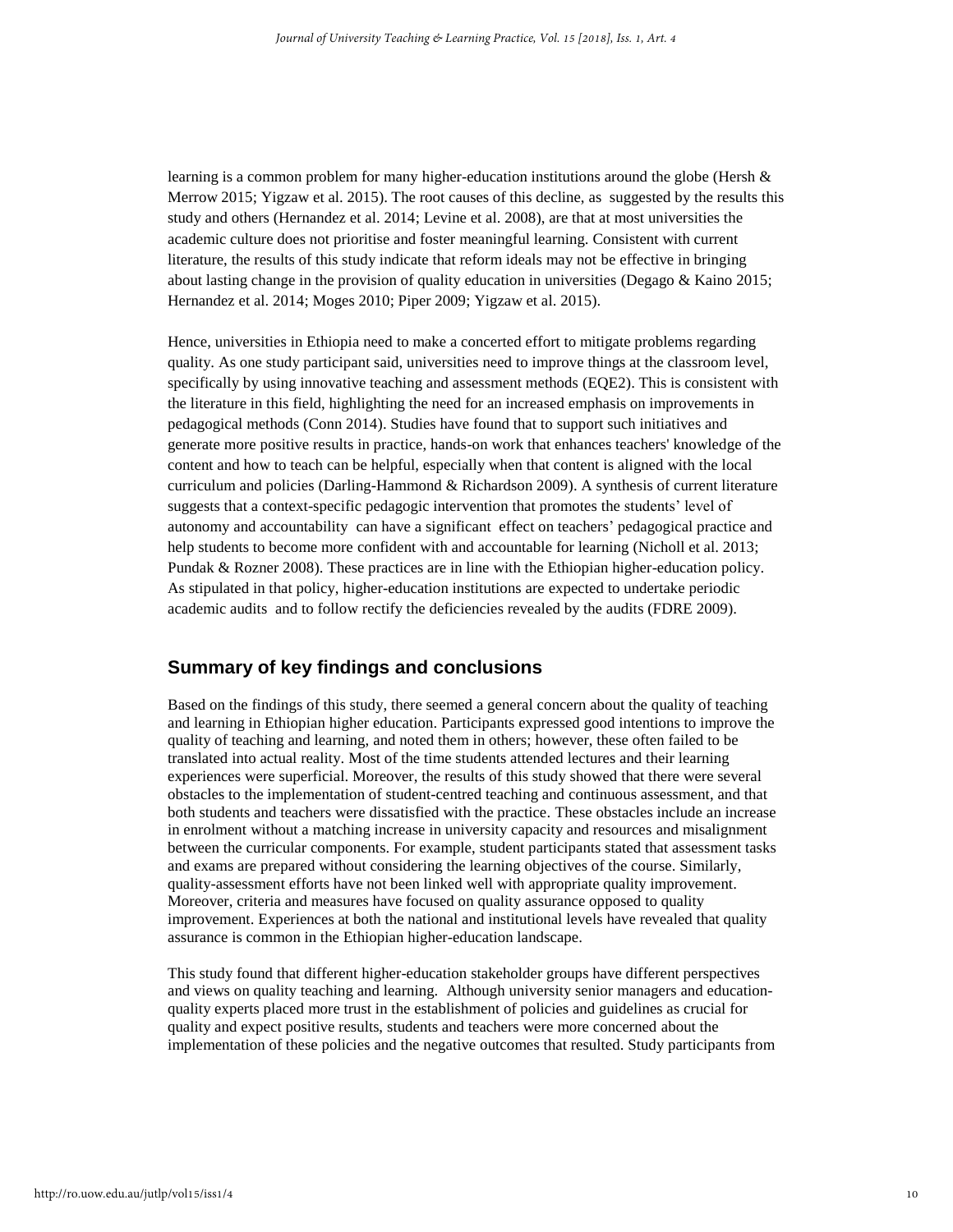learning is a common problem for many higher-education institutions around the globe (Hersh & Merrow 2015; Yigzaw et al. 2015). The root causes of this decline, as suggested by the results this study and others (Hernandez et al. 2014; Levine et al. 2008), are that at most universities the academic culture does not prioritise and foster meaningful learning. Consistent with current literature, the results of this study indicate that reform ideals may not be effective in bringing about lasting change in the provision of quality education in universities (Degago & Kaino 2015; Hernandez et al. 2014; Moges 2010; Piper 2009; Yigzaw et al. 2015).

Hence, universities in Ethiopia need to make a concerted effort to mitigate problems regarding quality. As one study participant said, universities need to improve things at the classroom level, specifically by using innovative teaching and assessment methods (EQE2). This is consistent with the literature in this field, highlighting the need for an increased emphasis on improvements in pedagogical methods (Conn 2014). Studies have found that to support such initiatives and generate more positive results in practice, hands-on work that enhances teachers' knowledge of the content and how to teach can be helpful, especially when that content is aligned with the local curriculum and policies (Darling-Hammond & Richardson 2009). A synthesis of current literature suggests that a context-specific pedagogic intervention that promotes the students' level of autonomy and accountability can have a significant effect on teachers' pedagogical practice and help students to become more confident with and accountable for learning (Nicholl et al. 2013; Pundak & Rozner 2008). These practices are in line with the Ethiopian higher-education policy. As stipulated in that policy, higher-education institutions are expected to undertake periodic academic audits and to follow rectify the deficiencies revealed by the audits (FDRE 2009).

## Summary of key findings and conclusions

Based on the findings of this study, there seemed a general concern about the quality of teaching and learning in Ethiopian higher education. Participants expressed good intentions to improve the quality of teaching and learning, and noted them in others; however, these often failed to be translated into actual reality. Most of the time students attended lectures and their learning experiences were superficial. Moreover, the results of this study showed that there were several obstacles to the implementation of student-centred teaching and continuous assessment, and that both students and teachers were dissatisfied with the practice. These obstacles include an increase in enrolment without a matching increase in university capacity and resources and misalignment between the curricular components. For example, student participants stated that assessment tasks and exams are prepared without considering the learning objectives of the course. Similarly, quality-assessment efforts have not been linked well with appropriate quality improvement. Moreover, criteria and measures have focused on quality assurance opposed to quality improvement. Experiences at both the national and institutional levels have revealed that quality assurance is common in the Ethiopian higher-education landscape.

This study found that different higher-education stakeholder groups have different perspectives and views on quality teaching and learning. Although university senior managers and education-quality experts placed more trust in the establishment of policies and guidelines as crucial for quality and expect positive results, students and teachers were more concerned about the implementation of these policies and the negative outcomes that resulted. Study participants from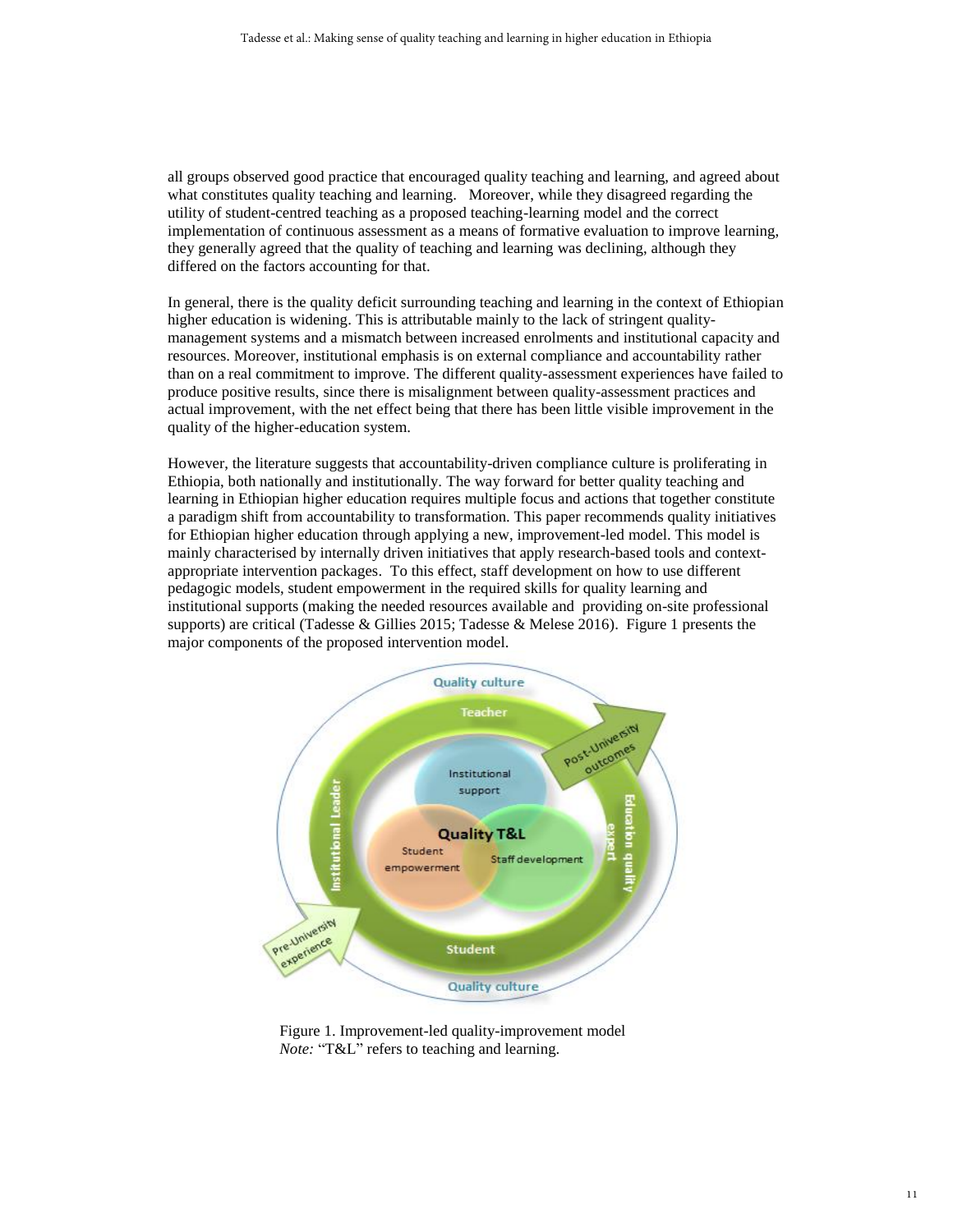all groups observed good practice that encouraged quality teaching and learning, and agreed about what constitutes quality teaching and learning. Moreover, while they disagreed regarding the utility of student-centred teaching as a proposed teaching-learning model and the correct implementation of continuous assessment as a means of formative evaluation to improve learning, they generally agreed that the quality of teaching and learning was declining, although they differed on the factors accounting for that.

In general, there is the quality deficit surrounding teaching and learning in the context of Ethiopian higher education is widening. This is attributable mainly to the lack of stringent quality-management systems and a mismatch between increased enrolments and institutional capacity and resources. Moreover, institutional emphasis is on external compliance and accountability rather than on a real commitment to improve. The different quality-assessment experiences have failed to produce positive results, since there is misalignment between quality-assessment practices and actual improvement, with the net effect being that there has been little visible improvement in the quality of the higher-education system.

However, the literature suggests that accountability-driven compliance culture is proliferating in Ethiopia, both nationally and institutionally. The way forward for better quality teaching and learning in Ethiopian higher education requires multiple focus and actions that together constitute a paradigm shift from accountability to transformation. This paper recommends quality initiatives for Ethiopian higher education through applying a new, improvement-led model. This model is mainly characterised by internally driven initiatives that apply research-based tools and context-appropriate intervention packages. To this effect, staff development on how to use different pedagogic models, student empowerment in the required skills for quality learning and institutional supports (making the needed resources available and providing on-site professional supports) are critical (Tadesse & Gillies 2015; Tadesse & Melese 2016). Figure 1 presents the major components of the proposed intervention model.

Figure 1. Improvement-led quality-improvement model
*Note:* "T&L" refers to teaching and learning.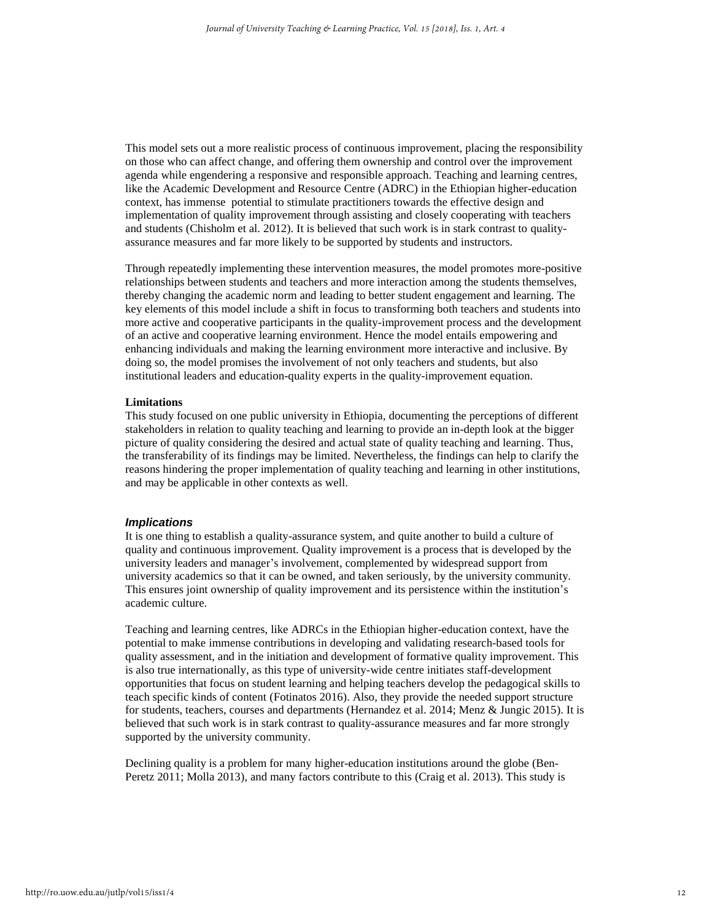This model sets out a more realistic process of continuous improvement, placing the responsibility on those who can affect change, and offering them ownership and control over the improvement agenda while engendering a responsive and responsible approach. Teaching and learning centres, like the Academic Development and Resource Centre (ADRC) in the Ethiopian higher-education context, has immense potential to stimulate practitioners towards the effective design and implementation of quality improvement through assisting and closely cooperating with teachers and students (Chisholm et al. 2012). It is believed that such work is in stark contrast to quality-assurance measures and far more likely to be supported by students and instructors.

Through repeatedly implementing these intervention measures, the model promotes more-positive relationships between students and teachers and more interaction among the students themselves, thereby changing the academic norm and leading to better student engagement and learning. The key elements of this model include a shift in focus to transforming both teachers and students into more active and cooperative participants in the quality-improvement process and the development of an active and cooperative learning environment. Hence the model entails empowering and enhancing individuals and making the learning environment more interactive and inclusive. By doing so, the model promises the involvement of not only teachers and students, but also institutional leaders and education-quality experts in the quality-improvement equation.

**Limitations**

This study focused on one public university in Ethiopia, documenting the perceptions of different stakeholders in relation to quality teaching and learning to provide an in-depth look at the bigger picture of quality considering the desired and actual state of quality teaching and learning. Thus, the transferability of its findings may be limited. Nevertheless, the findings can help to clarify the reasons hindering the proper implementation of quality teaching and learning in other institutions, and may be applicable in other contexts as well.

### *Implications*

It is one thing to establish a quality-assurance system, and quite another to build a culture of quality and continuous improvement. Quality improvement is a process that is developed by the university leaders and manager's involvement, complemented by widespread support from university academics so that it can be owned, and taken seriously, by the university community. This ensures joint ownership of quality improvement and its persistence within the institution's academic culture.

Teaching and learning centres, like ADRCs in the Ethiopian higher-education context, have the potential to make immense contributions in developing and validating research-based tools for quality assessment, and in the initiation and development of formative quality improvement. This is also true internationally, as this type of university-wide centre initiates staff-development opportunities that focus on student learning and helping teachers develop the pedagogical skills to teach specific kinds of content (Fotinatos 2016). Also, they provide the needed support structure for students, teachers, courses and departments (Hernandez et al. 2014; Menz & Jungic 2015). It is believed that such work is in stark contrast to quality-assurance measures and far more strongly supported by the university community.

Declining quality is a problem for many higher-education institutions around the globe (Ben-Peretz 2011; Molla 2013), and many factors contribute to this (Craig et al. 2013). This study is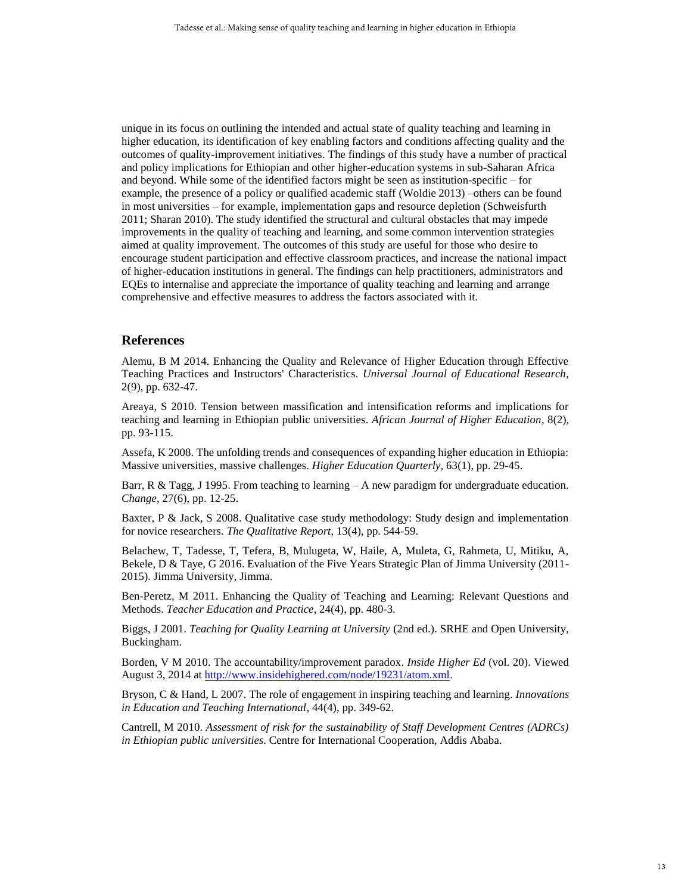unique in its focus on outlining the intended and actual state of quality teaching and learning in higher education, its identification of key enabling factors and conditions affecting quality and the outcomes of quality-improvement initiatives. The findings of this study have a number of practical and policy implications for Ethiopian and other higher-education systems in sub-Saharan Africa and beyond. While some of the identified factors might be seen as institution-specific – for example, the presence of a policy or qualified academic staff (Woldie 2013) –others can be found in most universities – for example, implementation gaps and resource depletion (Schweisfurth 2011; Sharan 2010). The study identified the structural and cultural obstacles that may impede improvements in the quality of teaching and learning, and some common intervention strategies aimed at quality improvement. The outcomes of this study are useful for those who desire to encourage student participation and effective classroom practices, and increase the national impact of higher-education institutions in general. The findings can help practitioners, administrators and EQEs to internalise and appreciate the importance of quality teaching and learning and arrange comprehensive and effective measures to address the factors associated with it.

## References

Alemu, B M 2014. Enhancing the Quality and Relevance of Higher Education through Effective Teaching Practices and Instructors' Characteristics. *Universal Journal of Educational Research*, 2(9), pp. 632-47.

Areaya, S 2010. Tension between massification and intensification reforms and implications for teaching and learning in Ethiopian public universities. *African Journal of Higher Education*, 8(2), pp. 93-115.

Assefa, K 2008. The unfolding trends and consequences of expanding higher education in Ethiopia: Massive universities, massive challenges. *Higher Education Quarterly*, 63(1), pp. 29-45.

Barr, R & Tagg, J 1995. From teaching to learning – A new paradigm for undergraduate education. *Change*, 27(6), pp. 12-25.

Baxter, P & Jack, S 2008. Qualitative case study methodology: Study design and implementation for novice researchers. *The Qualitative Report*, 13(4), pp. 544-59.

Belachew, T, Tadesse, T, Tefera, B, Mulugeta, W, Haile, A, Muleta, G, Rahmeta, U, Mitiku, A, Bekele, D & Taye, G 2016. Evaluation of the Five Years Strategic Plan of Jimma University (2011-2015). Jimma University, Jimma.

Ben-Peretz, M 2011. Enhancing the Quality of Teaching and Learning: Relevant Questions and Methods. *Teacher Education and Practice*, 24(4), pp. 480-3.

Biggs, J 2001. *Teaching for Quality Learning at University* (2nd ed.). SRHE and Open University, Buckingham.

Borden, V M 2010. The accountability/improvement paradox. *Inside Higher Ed* (vol. 20). Viewed August 3, 2014 at http://www.insidehighered.com/node/19231/atom.xml.

Bryson, C & Hand, L 2007. The role of engagement in inspiring teaching and learning. *Innovations in Education and Teaching International*, 44(4), pp. 349-62.

Cantrell, M 2010. *Assessment of risk for the sustainability of Staff Development Centres (ADRCs) in Ethiopian public universities*. Centre for International Cooperation, Addis Ababa.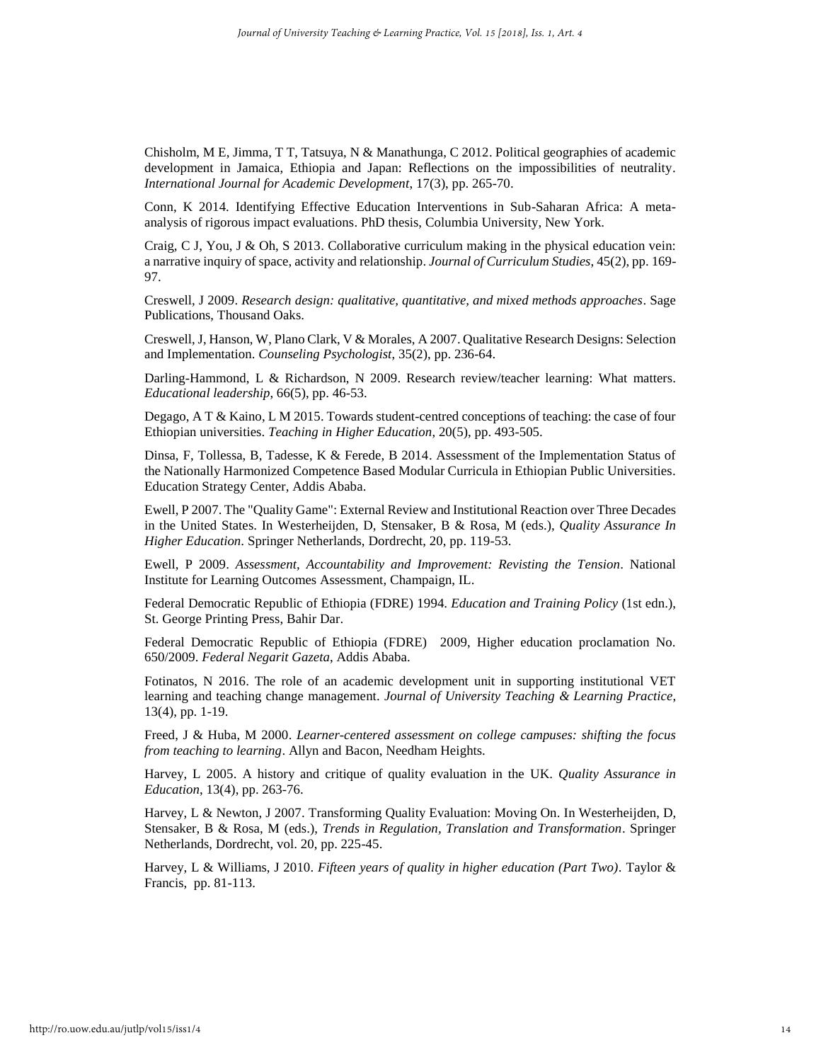Chisholm, M E, Jimma, T T, Tatsuya, N & Manathunga, C 2012. Political geographies of academic development in Jamaica, Ethiopia and Japan: Reflections on the impossibilities of neutrality. *International Journal for Academic Development*, 17(3), pp. 265-70.

Conn, K 2014. Identifying Effective Education Interventions in Sub-Saharan Africa: A meta-analysis of rigorous impact evaluations. PhD thesis, Columbia University, New York.

Craig, C J, You, J & Oh, S 2013. Collaborative curriculum making in the physical education vein: a narrative inquiry of space, activity and relationship. *Journal of Curriculum Studies*, 45(2), pp. 169-97.

Creswell, J 2009. *Research design: qualitative, quantitative, and mixed methods approaches*. Sage Publications, Thousand Oaks.

Creswell, J, Hanson, W, Plano Clark, V & Morales, A 2007. Qualitative Research Designs: Selection and Implementation. *Counseling Psychologist*, 35(2), pp. 236-64.

Darling-Hammond, L & Richardson, N 2009. Research review/teacher learning: What matters. *Educational leadership*, 66(5), pp. 46-53.

Degago, A T & Kaino, L M 2015. Towards student-centred conceptions of teaching: the case of four Ethiopian universities. *Teaching in Higher Education*, 20(5), pp. 493-505.

Dinsa, F, Tollessa, B, Tadesse, K & Ferede, B 2014. Assessment of the Implementation Status of the Nationally Harmonized Competence Based Modular Curricula in Ethiopian Public Universities. Education Strategy Center, Addis Ababa.

Ewell, P 2007. The "Quality Game": External Review and Institutional Reaction over Three Decades in the United States. In Westerheijden, D, Stensaker, B & Rosa, M (eds.), *Quality Assurance In Higher Education*. Springer Netherlands, Dordrecht, 20, pp. 119-53.

Ewell, P 2009. *Assessment, Accountability and Improvement: Revisting the Tension*. National Institute for Learning Outcomes Assessment, Champaign, IL.

Federal Democratic Republic of Ethiopia (FDRE) 1994. *Education and Training Policy* (1st edn.), St. George Printing Press, Bahir Dar.

Federal Democratic Republic of Ethiopia (FDRE) 2009, Higher education proclamation No. 650/2009. *Federal Negarit Gazeta*, Addis Ababa.

Fotinatos, N 2016. The role of an academic development unit in supporting institutional VET learning and teaching change management. *Journal of University Teaching & Learning Practice*, 13(4), pp. 1-19.

Freed, J & Huba, M 2000. *Learner-centered assessment on college campuses: shifting the focus from teaching to learning*. Allyn and Bacon, Needham Heights.

Harvey, L 2005. A history and critique of quality evaluation in the UK. *Quality Assurance in Education*, 13(4), pp. 263-76.

Harvey, L & Newton, J 2007. Transforming Quality Evaluation: Moving On. In Westerheijden, D, Stensaker, B & Rosa, M (eds.), *Trends in Regulation, Translation and Transformation*. Springer Netherlands, Dordrecht, vol. 20, pp. 225-45.

Harvey, L & Williams, J 2010. *Fifteen years of quality in higher education (Part Two)*. Taylor & Francis, pp. 81-113.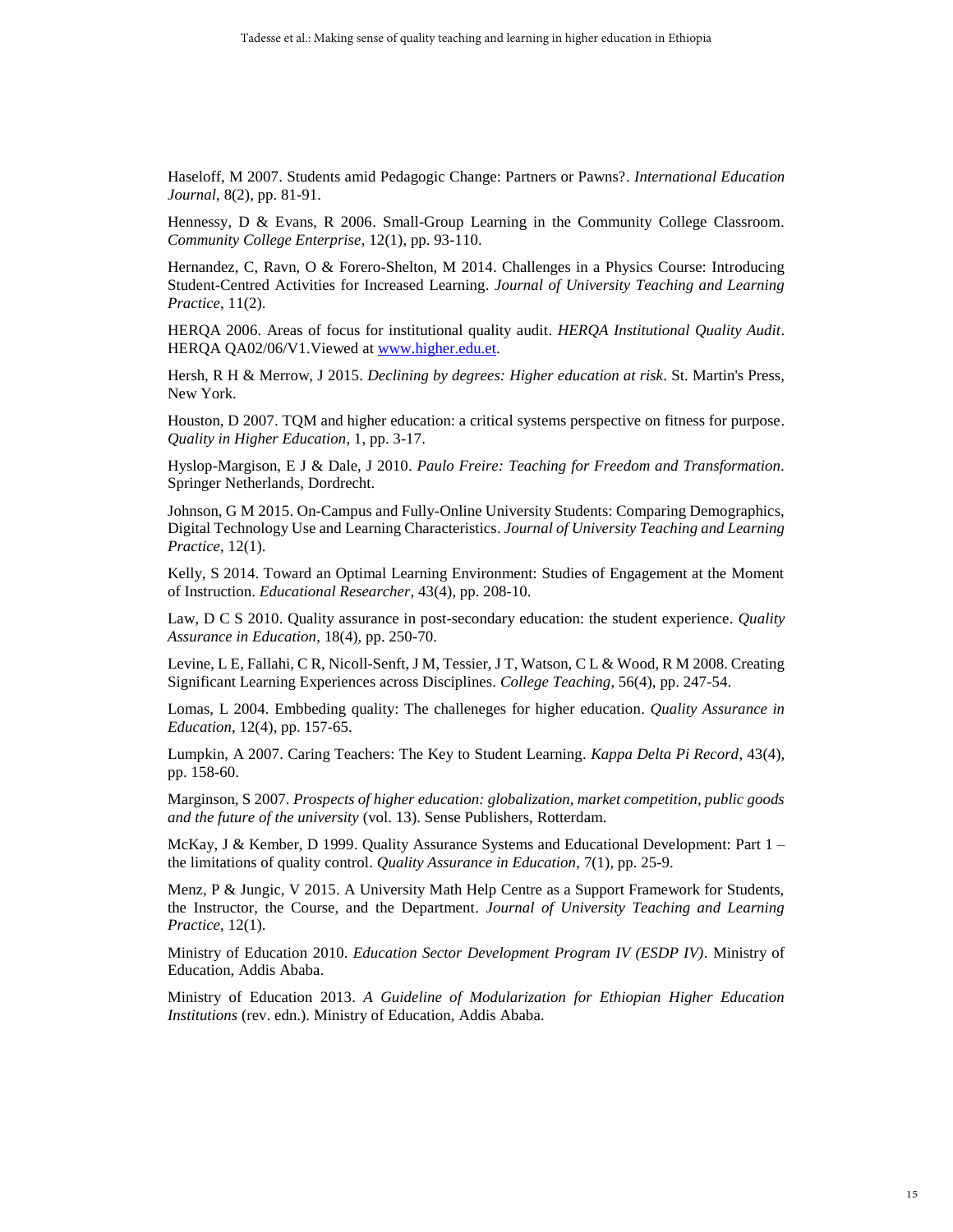Haseloff, M 2007. Students amid Pedagogic Change: Partners or Pawns?. *International Education Journal*, 8(2), pp. 81-91.

Hennessy, D & Evans, R 2006. Small-Group Learning in the Community College Classroom. *Community College Enterprise*, 12(1), pp. 93-110.

Hernandez, C, Ravn, O & Forero-Shelton, M 2014. Challenges in a Physics Course: Introducing Student-Centred Activities for Increased Learning. *Journal of University Teaching and Learning Practice*, 11(2).

HERQA 2006. Areas of focus for institutional quality audit. *HERQA Institutional Quality Audit*. HERQA QA02/06/V1.Viewed at www.higher.edu.et.

Hersh, R H & Merrow, J 2015. *Declining by degrees: Higher education at risk*. St. Martin's Press, New York.

Houston, D 2007. TQM and higher education: a critical systems perspective on fitness for purpose. *Quality in Higher Education*, 1, pp. 3-17.

Hyslop-Margison, E J & Dale, J 2010. *Paulo Freire: Teaching for Freedom and Transformation*. Springer Netherlands, Dordrecht.

Johnson, G M 2015. On-Campus and Fully-Online University Students: Comparing Demographics, Digital Technology Use and Learning Characteristics. *Journal of University Teaching and Learning Practice*, 12(1).

Kelly, S 2014. Toward an Optimal Learning Environment: Studies of Engagement at the Moment of Instruction. *Educational Researcher*, 43(4), pp. 208-10.

Law, D C S 2010. Quality assurance in post-secondary education: the student experience. *Quality Assurance in Education*, 18(4), pp. 250-70.

Levine, L E, Fallahi, C R, Nicoll-Senft, J M, Tessier, J T, Watson, C L & Wood, R M 2008. Creating Significant Learning Experiences across Disciplines. *College Teaching*, 56(4), pp. 247-54.

Lomas, L 2004. Embbeding quality: The challeneges for higher education. *Quality Assurance in Education*, 12(4), pp. 157-65.

Lumpkin, A 2007. Caring Teachers: The Key to Student Learning. *Kappa Delta Pi Record*, 43(4), pp. 158-60.

Marginson, S 2007. *Prospects of higher education: globalization, market competition, public goods and the future of the university* (vol. 13). Sense Publishers, Rotterdam.

McKay, J & Kember, D 1999. Quality Assurance Systems and Educational Development: Part 1 – the limitations of quality control. *Quality Assurance in Education*, 7(1), pp. 25-9.

Menz, P & Jungic, V 2015. A University Math Help Centre as a Support Framework for Students, the Instructor, the Course, and the Department. *Journal of University Teaching and Learning Practice*, 12(1).

Ministry of Education 2010. *Education Sector Development Program IV (ESDP IV)*. Ministry of Education, Addis Ababa.

Ministry of Education 2013. *A Guideline of Modularization for Ethiopian Higher Education Institutions* (rev. edn.). Ministry of Education, Addis Ababa.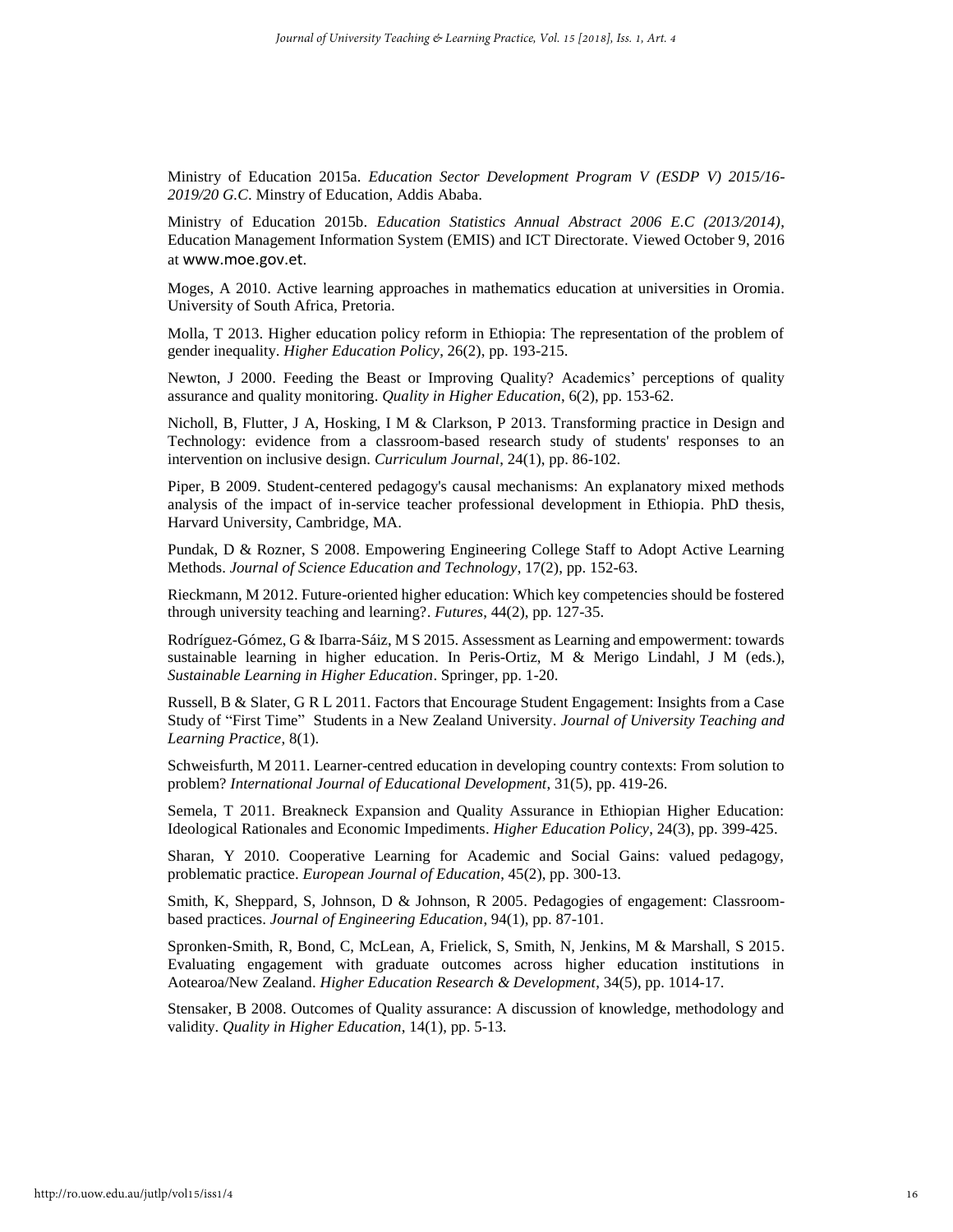Ministry of Education 2015a. *Education Sector Development Program V (ESDP V) 2015/16-2019/20 G.C*. Minstry of Education, Addis Ababa.

Ministry of Education 2015b. *Education Statistics Annual Abstract 2006 E.C (2013/2014)*, Education Management Information System (EMIS) and ICT Directorate. Viewed October 9, 2016 at www.moe.gov.et.

Moges, A 2010. Active learning approaches in mathematics education at universities in Oromia. University of South Africa, Pretoria.

Molla, T 2013. Higher education policy reform in Ethiopia: The representation of the problem of gender inequality. *Higher Education Policy*, 26(2), pp. 193-215.

Newton, J 2000. Feeding the Beast or Improving Quality? Academics' perceptions of quality assurance and quality monitoring. *Quality in Higher Education*, 6(2), pp. 153-62.

Nicholl, B, Flutter, J A, Hosking, I M & Clarkson, P 2013. Transforming practice in Design and Technology: evidence from a classroom-based research study of students' responses to an intervention on inclusive design. *Curriculum Journal*, 24(1), pp. 86-102.

Piper, B 2009. Student-centered pedagogy's causal mechanisms: An explanatory mixed methods analysis of the impact of in-service teacher professional development in Ethiopia. PhD thesis, Harvard University, Cambridge, MA.

Pundak, D & Rozner, S 2008. Empowering Engineering College Staff to Adopt Active Learning Methods. *Journal of Science Education and Technology*, 17(2), pp. 152-63.

Rieckmann, M 2012. Future-oriented higher education: Which key competencies should be fostered through university teaching and learning?. *Futures*, 44(2), pp. 127-35.

Rodríguez-Gómez, G & Ibarra-Sáiz, M S 2015. Assessment as Learning and empowerment: towards sustainable learning in higher education. In Peris-Ortiz, M & Merigo Lindahl, J M (eds.), *Sustainable Learning in Higher Education*. Springer, pp. 1-20.

Russell, B & Slater, G R L 2011. Factors that Encourage Student Engagement: Insights from a Case Study of "First Time" Students in a New Zealand University. *Journal of University Teaching and Learning Practice*, 8(1).

Schweisfurth, M 2011. Learner-centred education in developing country contexts: From solution to problem? *International Journal of Educational Development*, 31(5), pp. 419-26.

Semela, T 2011. Breakneck Expansion and Quality Assurance in Ethiopian Higher Education: Ideological Rationales and Economic Impediments. *Higher Education Policy*, 24(3), pp. 399-425.

Sharan, Y 2010. Cooperative Learning for Academic and Social Gains: valued pedagogy, problematic practice. *European Journal of Education*, 45(2), pp. 300-13.

Smith, K, Sheppard, S, Johnson, D & Johnson, R 2005. Pedagogies of engagement: Classroom-based practices. *Journal of Engineering Education*, 94(1), pp. 87-101.

Spronken-Smith, R, Bond, C, McLean, A, Frielick, S, Smith, N, Jenkins, M & Marshall, S 2015. Evaluating engagement with graduate outcomes across higher education institutions in Aotearoa/New Zealand. *Higher Education Research & Development*, 34(5), pp. 1014-17.

Stensaker, B 2008. Outcomes of Quality assurance: A discussion of knowledge, methodology and validity. *Quality in Higher Education*, 14(1), pp. 5-13.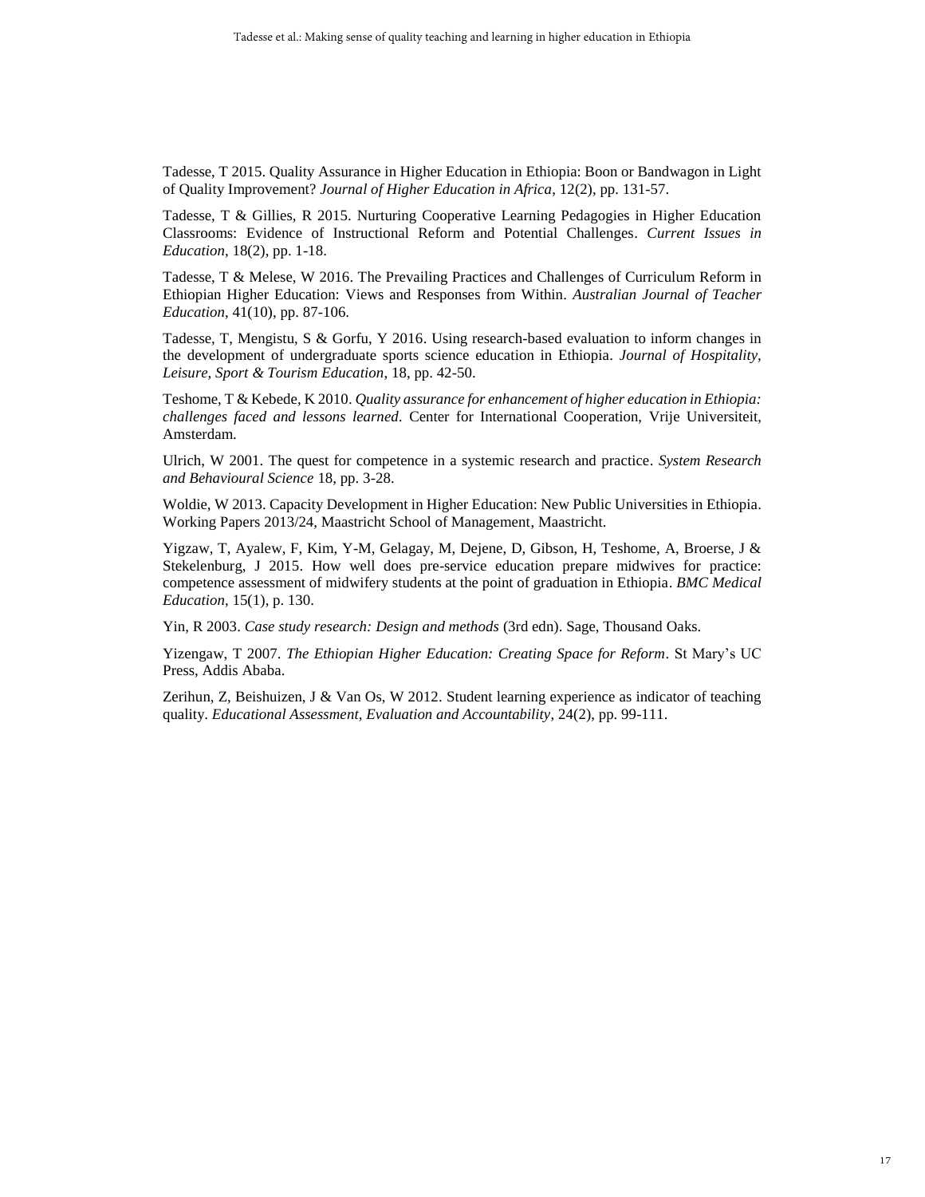Tadesse, T 2015. Quality Assurance in Higher Education in Ethiopia: Boon or Bandwagon in Light of Quality Improvement? *Journal of Higher Education in Africa*, 12(2), pp. 131-57.

Tadesse, T & Gillies, R 2015. Nurturing Cooperative Learning Pedagogies in Higher Education Classrooms: Evidence of Instructional Reform and Potential Challenges. *Current Issues in Education*, 18(2), pp. 1-18.

Tadesse, T & Melese, W 2016. The Prevailing Practices and Challenges of Curriculum Reform in Ethiopian Higher Education: Views and Responses from Within. *Australian Journal of Teacher Education*, 41(10), pp. 87-106.

Tadesse, T, Mengistu, S & Gorfu, Y 2016. Using research-based evaluation to inform changes in the development of undergraduate sports science education in Ethiopia. *Journal of Hospitality, Leisure, Sport & Tourism Education*, 18, pp. 42-50.

Teshome, T & Kebede, K 2010. *Quality assurance for enhancement of higher education in Ethiopia: challenges faced and lessons learned*. Center for International Cooperation, Vrije Universiteit, Amsterdam.

Ulrich, W 2001. The quest for competence in a systemic research and practice. *System Research and Behavioural Science* 18, pp. 3-28.

Woldie, W 2013. Capacity Development in Higher Education: New Public Universities in Ethiopia. Working Papers 2013/24, Maastricht School of Management, Maastricht.

Yigzaw, T, Ayalew, F, Kim, Y-M, Gelagay, M, Dejene, D, Gibson, H, Teshome, A, Broerse, J & Stekelenburg, J 2015. How well does pre-service education prepare midwives for practice: competence assessment of midwifery students at the point of graduation in Ethiopia. *BMC Medical Education*, 15(1), p. 130.

Yin, R 2003. *Case study research: Design and methods* (3rd edn). Sage, Thousand Oaks.

Yizengaw, T 2007. *The Ethiopian Higher Education: Creating Space for Reform*. St Mary's UC Press, Addis Ababa.

Zerihun, Z, Beishuizen, J & Van Os, W 2012. Student learning experience as indicator of teaching quality. *Educational Assessment, Evaluation and Accountability*, 24(2), pp. 99-111.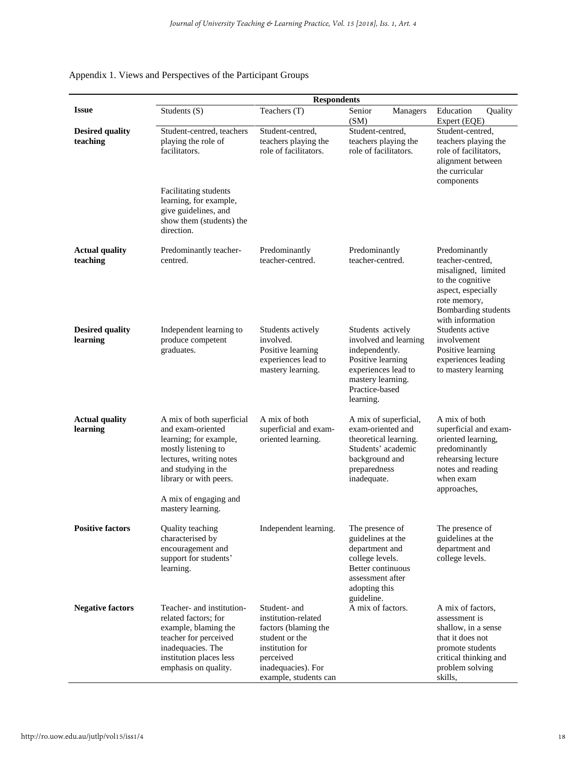Appendix 1. Views and Perspectives of the Participant Groups

| Issue | Respondents | | | |
|---|---|---|---|---|
| | Students (S) | Teachers (T) | Senior Managers (SM) | Education Quality Expert (EQE) |
| **Desired quality teaching** | Student-centred, teachers playing the role of facilitators.<br><br>Facilitating students learning, for example, give guidelines, and show them (students) the direction. | Student-centred, teachers playing the role of facilitators. | Student-centred, teachers playing the role of facilitators. | Student-centred, teachers playing the role of facilitators, alignment between the curricular components |
| **Actual quality teaching** | Predominantly teacher-centred. | Predominantly teacher-centred. | Predominantly teacher-centred. | Predominantly teacher-centred, misaligned, limited to the cognitive aspect, especially rote memory, Bombarding students with information |
| **Desired quality learning** | Independent learning to produce competent graduates. | Students actively involved. Positive learning experiences lead to mastery learning. | Students actively involved and learning independently. Positive learning experiences lead to mastery learning. Practice-based learning. | Students active involvement Positive learning experiences leading to mastery learning |
| **Actual quality learning** | A mix of both superficial and exam-oriented learning; for example, mostly listening to lectures, writing notes and studying in the library or with peers.<br><br>A mix of engaging and mastery learning. | A mix of both superficial and exam-oriented learning. | A mix of superficial, exam-oriented and theoretical learning. Students' academic background and preparedness inadequate. | A mix of both superficial and exam-oriented learning, predominantly rehearsing lecture notes and reading when exam approaches, |
| **Positive factors** | Quality teaching characterised by encouragement and support for students' learning. | Independent learning. | The presence of guidelines at the department and college levels. Better continuous assessment after adopting this guideline. | The presence of guidelines at the department and college levels. |
| **Negative factors** | Teacher- and institution-related factors; for example, blaming the teacher for perceived inadequacies. The institution places less emphasis on quality. | Student- and institution-related factors (blaming the student or the institution for perceived inadequacies). For example, students can | A mix of factors. | A mix of factors, assessment is shallow, in a sense that it does not promote students critical thinking and problem solving skills, |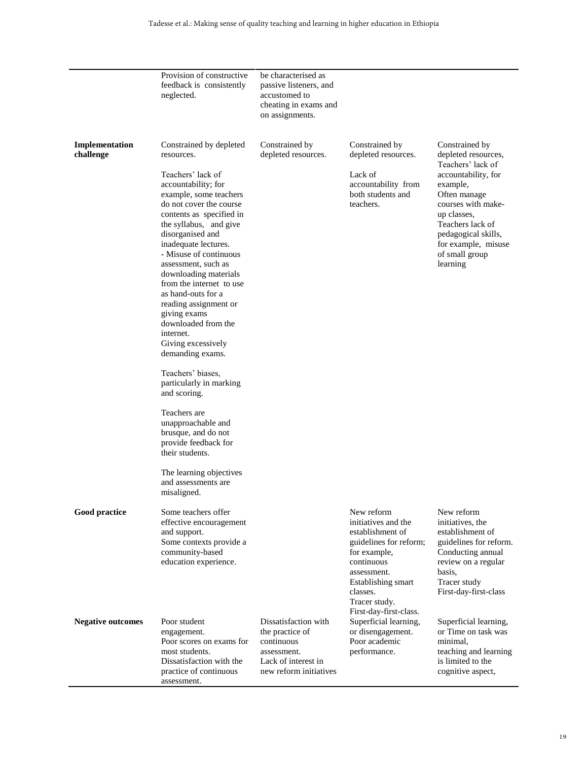| | | | | |
|---|---|---|---|---|
| | Provision of constructive feedback is consistently neglected. | be characterised as passive listeners, and accustomed to cheating in exams and on assignments. | | |
| **Implementation challenge** | Constrained by depleted resources.<br><br>Teachers' lack of accountability; for example, some teachers do not cover the course contents as specified in the syllabus, and give disorganised and inadequate lectures.<br>- Misuse of continuous assessment, such as downloading materials from the internet to use as hand-outs for a reading assignment or giving exams downloaded from the internet.<br>Giving excessively demanding exams.<br><br>Teachers' biases, particularly in marking and scoring.<br><br>Teachers are unapproachable and brusque, and do not provide feedback for their students.<br><br>The learning objectives and assessments are misaligned. | Constrained by depleted resources. | Constrained by depleted resources.<br><br>Lack of accountability from both students and teachers. | Constrained by depleted resources, Teachers' lack of accountability, for example, Often manage courses with make-up classes, Teachers lack of pedagogical skills, for example, misuse of small group learning |
| **Good practice** | Some teachers offer effective encouragement and support.<br>Some contexts provide a community-based education experience. | | New reform initiatives and the establishment of guidelines for reform; for example, continuous assessment.<br>Establishing smart classes.<br>Tracer study.<br>First-day-first-class. | New reform initiatives, the establishment of guidelines for reform.<br>Conducting annual review on a regular basis,<br>Tracer study<br>First-day-first-class |
| **Negative outcomes** | Poor student engagement.<br>Poor scores on exams for most students.<br>Dissatisfaction with the practice of continuous assessment. | Dissatisfaction with the practice of continuous assessment.<br>Lack of interest in new reform initiatives | Superficial learning, or disengagement.<br>Poor academic performance. | Superficial learning, or Time on task was minimal,<br>teaching and learning is limited to the cognitive aspect, |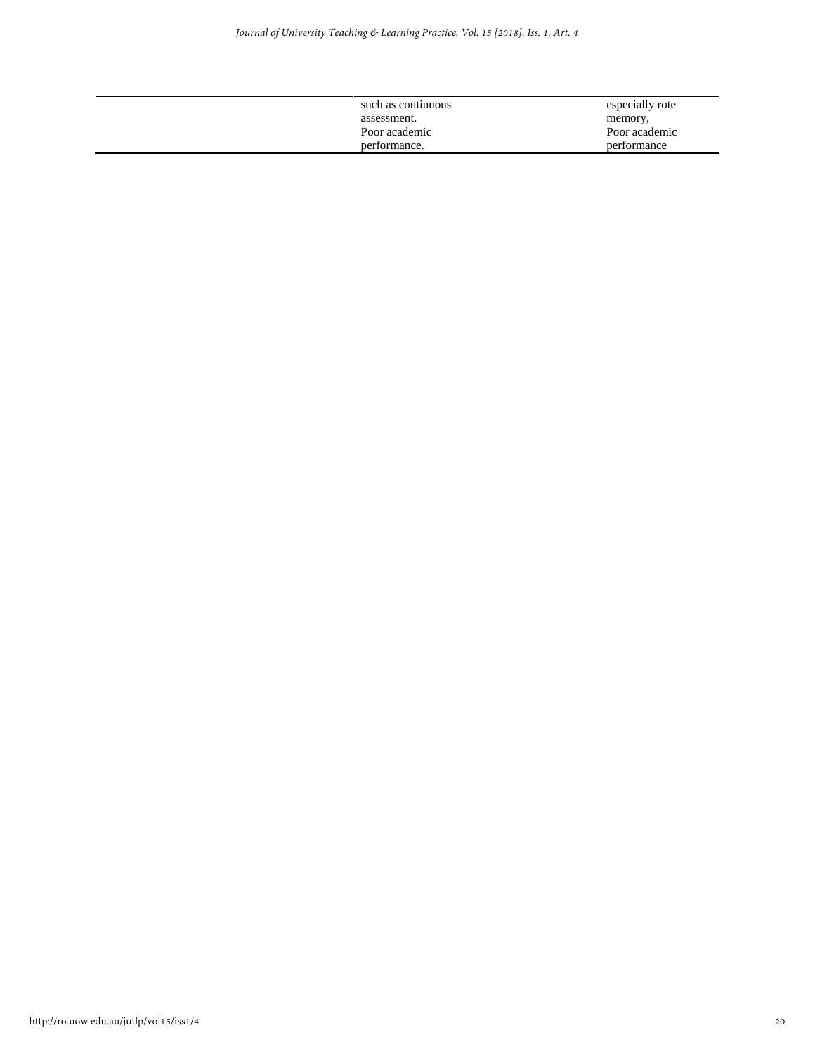| | | |
|---|---|---|
| | such as continuous assessment. Poor academic performance. | especially rote memory, Poor academic performance |